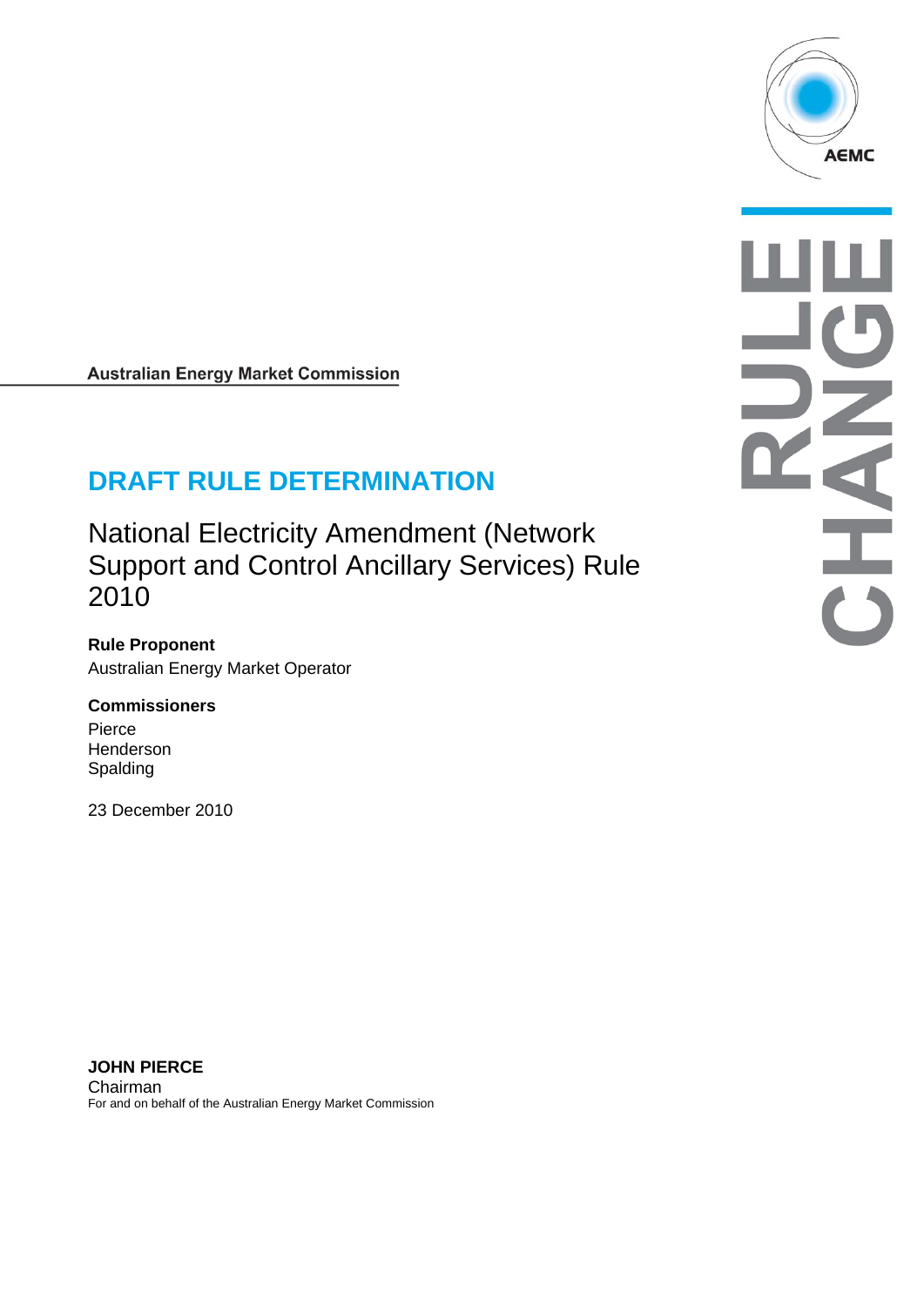Australian Energy Market Commission

# DRAFT RULE DETERMINATION

## National Electricity Amendment (Network Support and Control Ancillary Services) Rule 2010

**Rule Proponent**

Australian Energy Market Operator

**Commissioners**

Pierce
Henderson
Spalding

23 December 2010

**JOHN PIERCE**

Chairman

For and on behalf of the Australian Energy Market Commission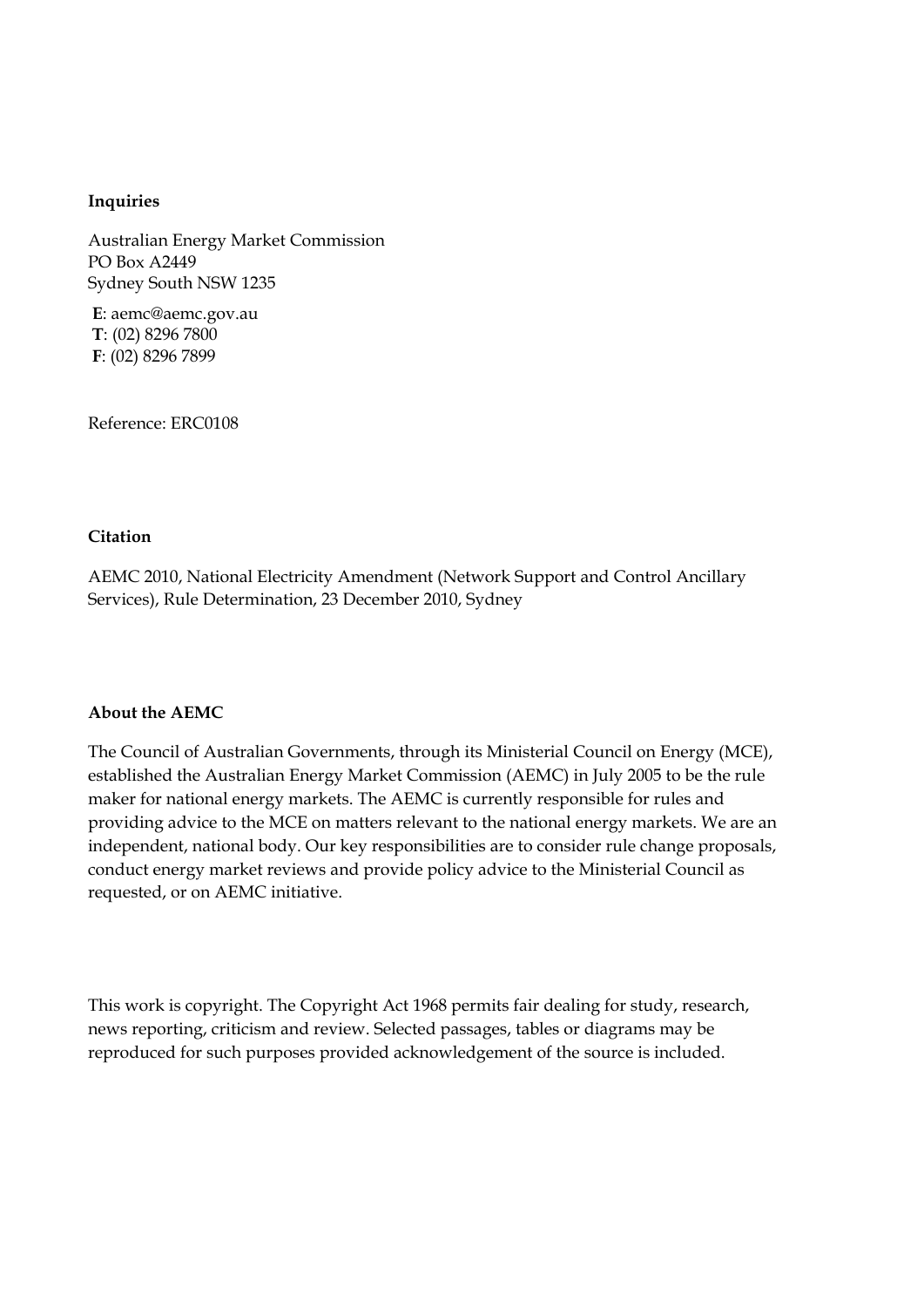**Inquiries**

Australian Energy Market Commission
PO Box A2449
Sydney South NSW 1235

**E**: aemc@aemc.gov.au
**T**: (02) 8296 7800
**F**: (02) 8296 7899

Reference: ERC0108

**Citation**

AEMC 2010, National Electricity Amendment (Network Support and Control Ancillary Services), Rule Determination, 23 December 2010, Sydney

**About the AEMC**

The Council of Australian Governments, through its Ministerial Council on Energy (MCE), established the Australian Energy Market Commission (AEMC) in July 2005 to be the rule maker for national energy markets. The AEMC is currently responsible for rules and providing advice to the MCE on matters relevant to the national energy markets. We are an independent, national body. Our key responsibilities are to consider rule change proposals, conduct energy market reviews and provide policy advice to the Ministerial Council as requested, or on AEMC initiative.

This work is copyright. The Copyright Act 1968 permits fair dealing for study, research, news reporting, criticism and review. Selected passages, tables or diagrams may be reproduced for such purposes provided acknowledgement of the source is included.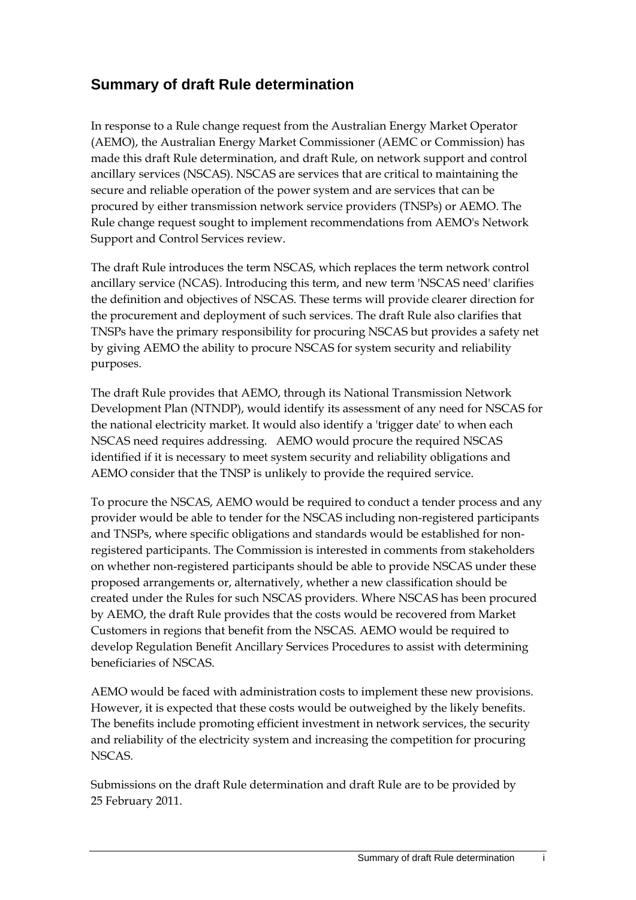## Summary of draft Rule determination

In response to a Rule change request from the Australian Energy Market Operator (AEMO), the Australian Energy Market Commissioner (AEMC or Commission) has made this draft Rule determination, and draft Rule, on network support and control ancillary services (NSCAS). NSCAS are services that are critical to maintaining the secure and reliable operation of the power system and are services that can be procured by either transmission network service providers (TNSPs) or AEMO. The Rule change request sought to implement recommendations from AEMO's Network Support and Control Services review.

The draft Rule introduces the term NSCAS, which replaces the term network control ancillary service (NCAS). Introducing this term, and new term 'NSCAS need' clarifies the definition and objectives of NSCAS. These terms will provide clearer direction for the procurement and deployment of such services. The draft Rule also clarifies that TNSPs have the primary responsibility for procuring NSCAS but provides a safety net by giving AEMO the ability to procure NSCAS for system security and reliability purposes.

The draft Rule provides that AEMO, through its National Transmission Network Development Plan (NTNDP), would identify its assessment of any need for NSCAS for the national electricity market. It would also identify a 'trigger date' to when each NSCAS need requires addressing. AEMO would procure the required NSCAS identified if it is necessary to meet system security and reliability obligations and AEMO consider that the TNSP is unlikely to provide the required service.

To procure the NSCAS, AEMO would be required to conduct a tender process and any provider would be able to tender for the NSCAS including non-registered participants and TNSPs, where specific obligations and standards would be established for non-registered participants. The Commission is interested in comments from stakeholders on whether non-registered participants should be able to provide NSCAS under these proposed arrangements or, alternatively, whether a new classification should be created under the Rules for such NSCAS providers. Where NSCAS has been procured by AEMO, the draft Rule provides that the costs would be recovered from Market Customers in regions that benefit from the NSCAS. AEMO would be required to develop Regulation Benefit Ancillary Services Procedures to assist with determining beneficiaries of NSCAS.

AEMO would be faced with administration costs to implement these new provisions. However, it is expected that these costs would be outweighed by the likely benefits. The benefits include promoting efficient investment in network services, the security and reliability of the electricity system and increasing the competition for procuring NSCAS.

Submissions on the draft Rule determination and draft Rule are to be provided by 25 February 2011.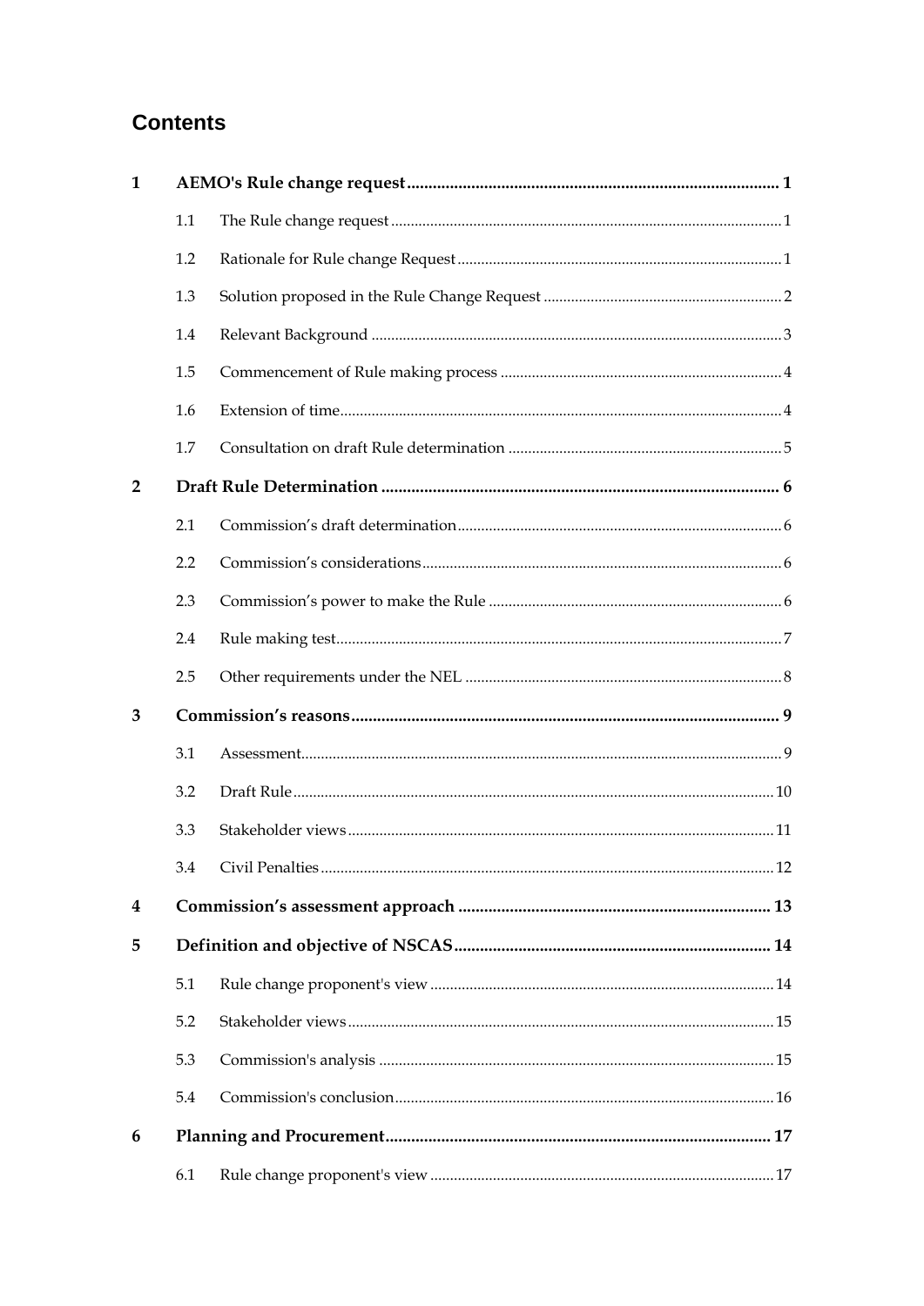# Contents

| | | | |
|---|---|---|---|
| **1** | **AEMO's Rule change request** | | **1** |
| | 1.1 | The Rule change request | 1 |
| | 1.2 | Rationale for Rule change Request | 1 |
| | 1.3 | Solution proposed in the Rule Change Request | 2 |
| | 1.4 | Relevant Background | 3 |
| | 1.5 | Commencement of Rule making process | 4 |
| | 1.6 | Extension of time | 4 |
| | 1.7 | Consultation on draft Rule determination | 5 |
| **2** | **Draft Rule Determination** | | **6** |
| | 2.1 | Commission's draft determination | 6 |
| | 2.2 | Commission's considerations | 6 |
| | 2.3 | Commission's power to make the Rule | 6 |
| | 2.4 | Rule making test | 7 |
| | 2.5 | Other requirements under the NEL | 8 |
| **3** | **Commission's reasons** | | **9** |
| | 3.1 | Assessment | 9 |
| | 3.2 | Draft Rule | 10 |
| | 3.3 | Stakeholder views | 11 |
| | 3.4 | Civil Penalties | 12 |
| **4** | **Commission's assessment approach** | | **13** |
| **5** | **Definition and objective of NSCAS** | | **14** |
| | 5.1 | Rule change proponent's view | 14 |
| | 5.2 | Stakeholder views | 15 |
| | 5.3 | Commission's analysis | 15 |
| | 5.4 | Commission's conclusion | 16 |
| **6** | **Planning and Procurement** | | **17** |
| | 6.1 | Rule change proponent's view | 17 |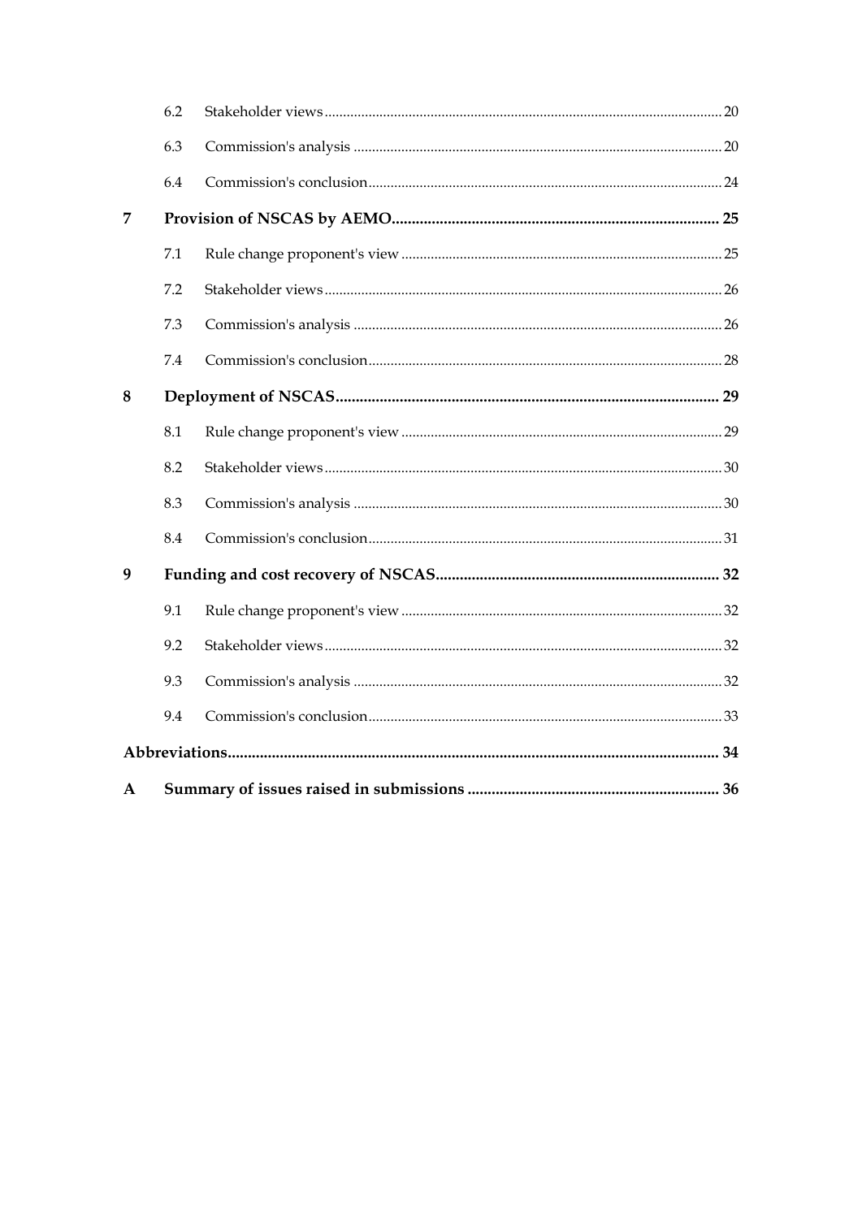| | | |
|---|---|---|
| 6.2 | Stakeholder views | 20 |
| 6.3 | Commission's analysis | 20 |
| 6.4 | Commission's conclusion | 24 |
| **7** | **Provision of NSCAS by AEMO** | **25** |
| 7.1 | Rule change proponent's view | 25 |
| 7.2 | Stakeholder views | 26 |
| 7.3 | Commission's analysis | 26 |
| 7.4 | Commission's conclusion | 28 |
| **8** | **Deployment of NSCAS** | **29** |
| 8.1 | Rule change proponent's view | 29 |
| 8.2 | Stakeholder views | 30 |
| 8.3 | Commission's analysis | 30 |
| 8.4 | Commission's conclusion | 31 |
| **9** | **Funding and cost recovery of NSCAS** | **32** |
| 9.1 | Rule change proponent's view | 32 |
| 9.2 | Stakeholder views | 32 |
| 9.3 | Commission's analysis | 32 |
| 9.4 | Commission's conclusion | 33 |
| | **Abbreviations** | **34** |
| **A** | **Summary of issues raised in submissions** | **36** |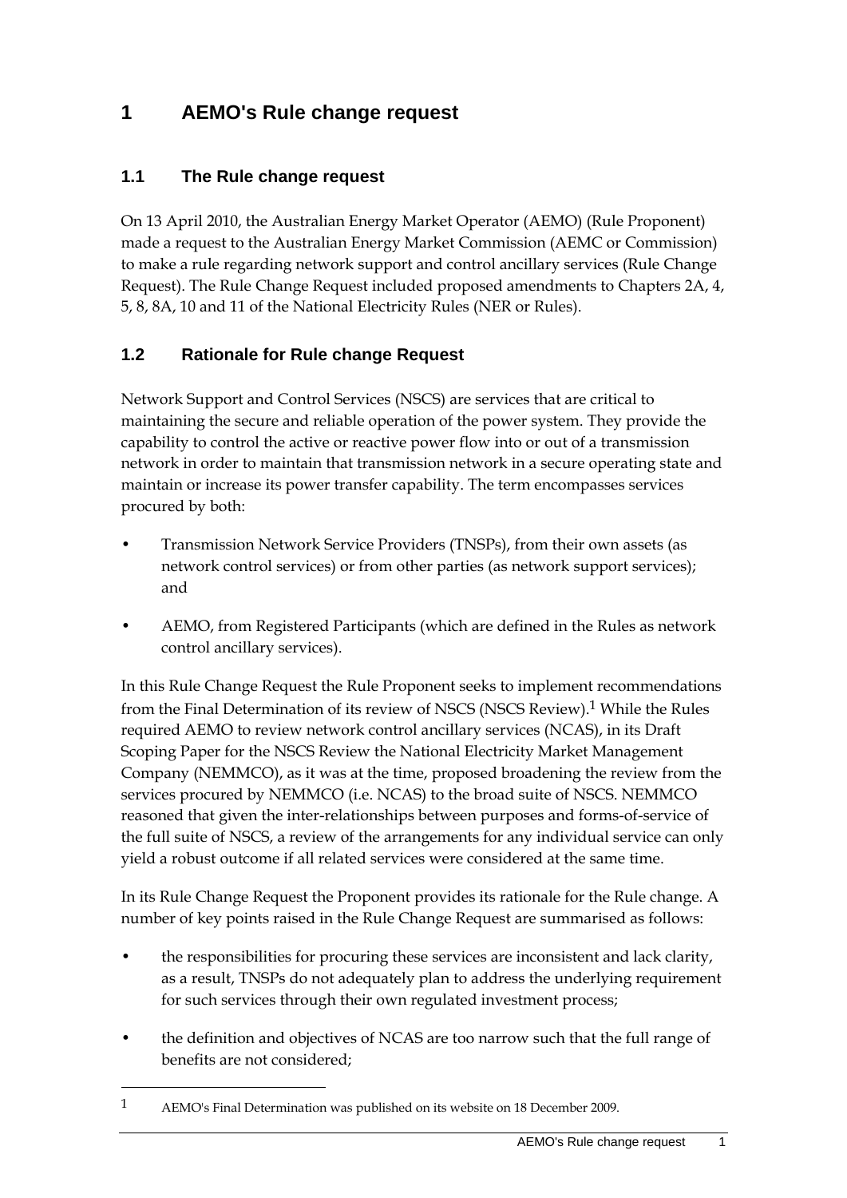# 1 AEMO's Rule change request

## 1.1 The Rule change request

On 13 April 2010, the Australian Energy Market Operator (AEMO) (Rule Proponent) made a request to the Australian Energy Market Commission (AEMC or Commission) to make a rule regarding network support and control ancillary services (Rule Change Request). The Rule Change Request included proposed amendments to Chapters 2A, 4, 5, 8, 8A, 10 and 11 of the National Electricity Rules (NER or Rules).

## 1.2 Rationale for Rule change Request

Network Support and Control Services (NSCS) are services that are critical to maintaining the secure and reliable operation of the power system. They provide the capability to control the active or reactive power flow into or out of a transmission network in order to maintain that transmission network in a secure operating state and maintain or increase its power transfer capability. The term encompasses services procured by both:

- Transmission Network Service Providers (TNSPs), from their own assets (as network control services) or from other parties (as network support services); and
- AEMO, from Registered Participants (which are defined in the Rules as network control ancillary services).

In this Rule Change Request the Rule Proponent seeks to implement recommendations from the Final Determination of its review of NSCS (NSCS Review).[1] While the Rules required AEMO to review network control ancillary services (NCAS), in its Draft Scoping Paper for the NSCS Review the National Electricity Market Management Company (NEMMCO), as it was at the time, proposed broadening the review from the services procured by NEMMCO (i.e. NCAS) to the broad suite of NSCS. NEMMCO reasoned that given the inter-relationships between purposes and forms-of-service of the full suite of NSCS, a review of the arrangements for any individual service can only yield a robust outcome if all related services were considered at the same time.

In its Rule Change Request the Proponent provides its rationale for the Rule change. A number of key points raised in the Rule Change Request are summarised as follows:

- the responsibilities for procuring these services are inconsistent and lack clarity, as a result, TNSPs do not adequately plan to address the underlying requirement for such services through their own regulated investment process;
- the definition and objectives of NCAS are too narrow such that the full range of benefits are not considered;

[1] AEMO's Final Determination was published on its website on 18 December 2009.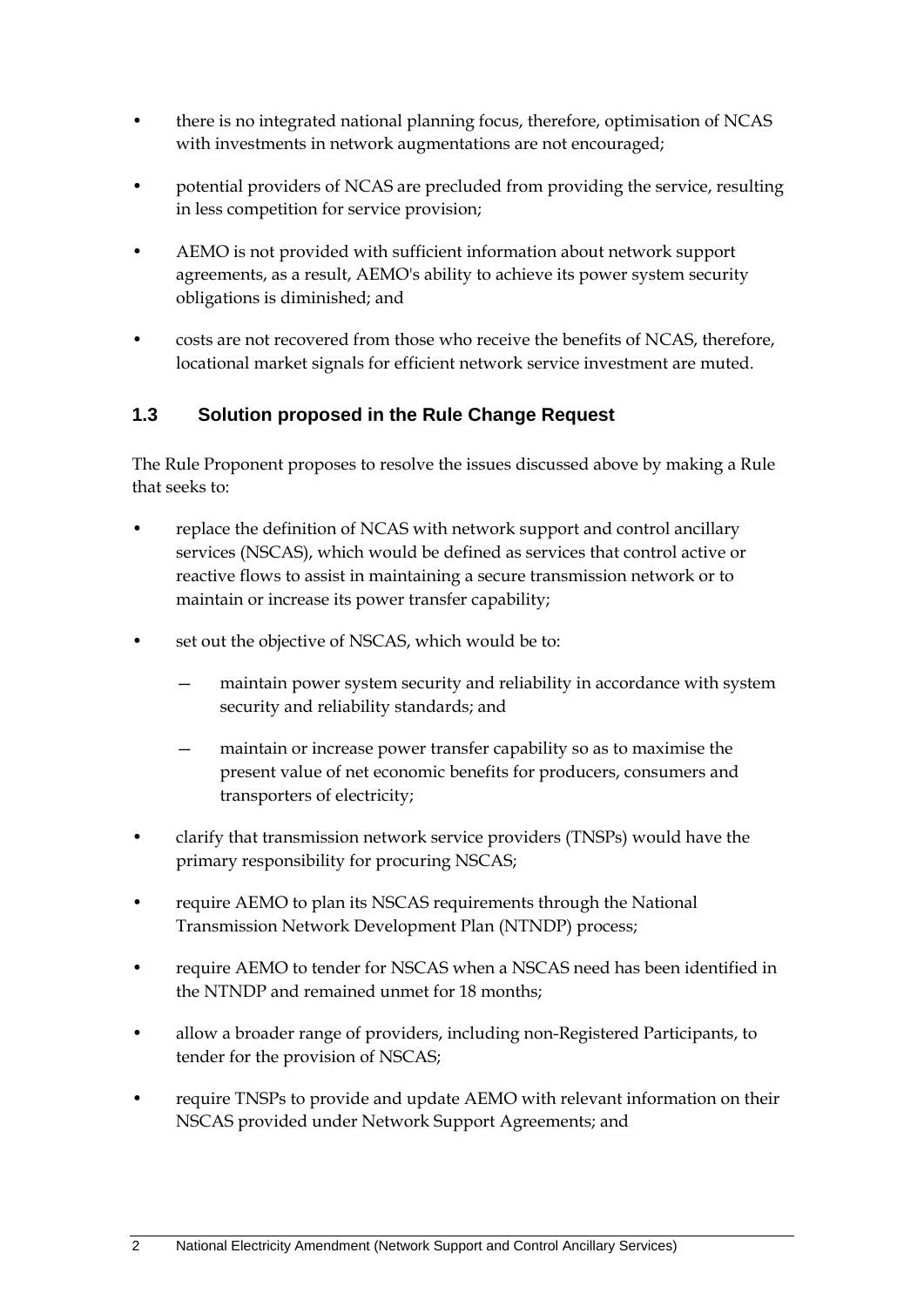- there is no integrated national planning focus, therefore, optimisation of NCAS with investments in network augmentations are not encouraged;
- potential providers of NCAS are precluded from providing the service, resulting in less competition for service provision;
- AEMO is not provided with sufficient information about network support agreements, as a result, AEMO's ability to achieve its power system security obligations is diminished; and
- costs are not recovered from those who receive the benefits of NCAS, therefore, locational market signals for efficient network service investment are muted.

## 1.3 Solution proposed in the Rule Change Request

The Rule Proponent proposes to resolve the issues discussed above by making a Rule that seeks to:

- replace the definition of NCAS with network support and control ancillary services (NSCAS), which would be defined as services that control active or reactive flows to assist in maintaining a secure transmission network or to maintain or increase its power transfer capability;
- set out the objective of NSCAS, which would be to:
  - maintain power system security and reliability in accordance with system security and reliability standards; and
  - maintain or increase power transfer capability so as to maximise the present value of net economic benefits for producers, consumers and transporters of electricity;
- clarify that transmission network service providers (TNSPs) would have the primary responsibility for procuring NSCAS;
- require AEMO to plan its NSCAS requirements through the National Transmission Network Development Plan (NTNDP) process;
- require AEMO to tender for NSCAS when a NSCAS need has been identified in the NTNDP and remained unmet for 18 months;
- allow a broader range of providers, including non-Registered Participants, to tender for the provision of NSCAS;
- require TNSPs to provide and update AEMO with relevant information on their NSCAS provided under Network Support Agreements; and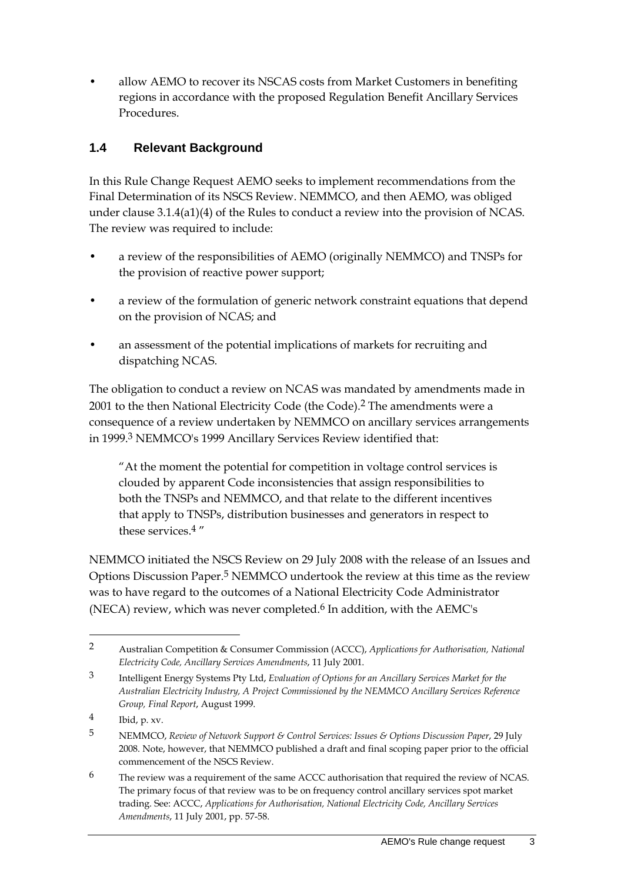- allow AEMO to recover its NSCAS costs from Market Customers in benefiting regions in accordance with the proposed Regulation Benefit Ancillary Services Procedures.

## 1.4 Relevant Background

In this Rule Change Request AEMO seeks to implement recommendations from the Final Determination of its NSCS Review. NEMMCO, and then AEMO, was obliged under clause 3.1.4(a1)(4) of the Rules to conduct a review into the provision of NCAS. The review was required to include:

- a review of the responsibilities of AEMO (originally NEMMCO) and TNSPs for the provision of reactive power support;
- a review of the formulation of generic network constraint equations that depend on the provision of NCAS; and
- an assessment of the potential implications of markets for recruiting and dispatching NCAS.

The obligation to conduct a review on NCAS was mandated by amendments made in 2001 to the then National Electricity Code (the Code).[2] The amendments were a consequence of a review undertaken by NEMMCO on ancillary services arrangements in 1999.[3] NEMMCO's 1999 Ancillary Services Review identified that:

> "At the moment the potential for competition in voltage control services is clouded by apparent Code inconsistencies that assign responsibilities to both the TNSPs and NEMMCO, and that relate to the different incentives that apply to TNSPs, distribution businesses and generators in respect to these services.[4] "

NEMMCO initiated the NSCS Review on 29 July 2008 with the release of an Issues and Options Discussion Paper.[5] NEMMCO undertook the review at this time as the review was to have regard to the outcomes of a National Electricity Code Administrator (NECA) review, which was never completed.[6] In addition, with the AEMC's

---

[2] Australian Competition & Consumer Commission (ACCC), *Applications for Authorisation, National Electricity Code, Ancillary Services Amendments*, 11 July 2001.

[3] Intelligent Energy Systems Pty Ltd, *Evaluation of Options for an Ancillary Services Market for the Australian Electricity Industry, A Project Commissioned by the NEMMCO Ancillary Services Reference Group, Final Report*, August 1999.

[4] Ibid, p. xv.

[5] NEMMCO, *Review of Network Support & Control Services: Issues & Options Discussion Paper*, 29 July 2008. Note, however, that NEMMCO published a draft and final scoping paper prior to the official commencement of the NSCS Review.

[6] The review was a requirement of the same ACCC authorisation that required the review of NCAS. The primary focus of that review was to be on frequency control ancillary services spot market trading. See: ACCC, *Applications for Authorisation, National Electricity Code, Ancillary Services Amendments*, 11 July 2001, pp. 57-58.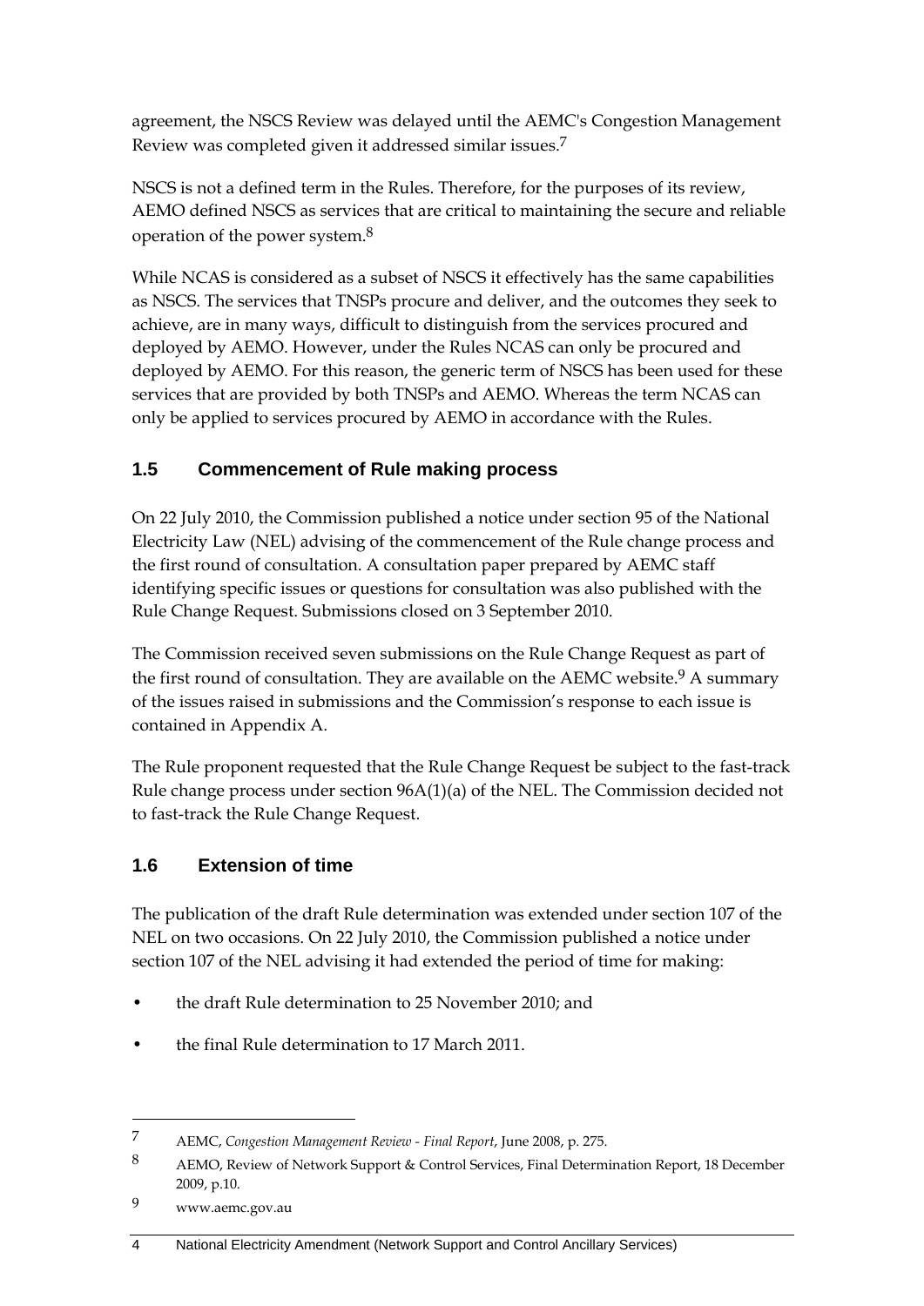agreement, the NSCS Review was delayed until the AEMC's Congestion Management Review was completed given it addressed similar issues.[7]

NSCS is not a defined term in the Rules. Therefore, for the purposes of its review, AEMO defined NSCS as services that are critical to maintaining the secure and reliable operation of the power system.[8]

While NCAS is considered as a subset of NSCS it effectively has the same capabilities as NSCS. The services that TNSPs procure and deliver, and the outcomes they seek to achieve, are in many ways, difficult to distinguish from the services procured and deployed by AEMO. However, under the Rules NCAS can only be procured and deployed by AEMO. For this reason, the generic term of NSCS has been used for these services that are provided by both TNSPs and AEMO. Whereas the term NCAS can only be applied to services procured by AEMO in accordance with the Rules.

## 1.5 Commencement of Rule making process

On 22 July 2010, the Commission published a notice under section 95 of the National Electricity Law (NEL) advising of the commencement of the Rule change process and the first round of consultation. A consultation paper prepared by AEMC staff identifying specific issues or questions for consultation was also published with the Rule Change Request. Submissions closed on 3 September 2010.

The Commission received seven submissions on the Rule Change Request as part of the first round of consultation. They are available on the AEMC website.[9] A summary of the issues raised in submissions and the Commission's response to each issue is contained in Appendix A.

The Rule proponent requested that the Rule Change Request be subject to the fast-track Rule change process under section 96A(1)(a) of the NEL. The Commission decided not to fast-track the Rule Change Request.

## 1.6 Extension of time

The publication of the draft Rule determination was extended under section 107 of the NEL on two occasions. On 22 July 2010, the Commission published a notice under section 107 of the NEL advising it had extended the period of time for making:

- the draft Rule determination to 25 November 2010; and
- the final Rule determination to 17 March 2011.

---

[7] AEMC, *Congestion Management Review - Final Report*, June 2008, p. 275.

[8] AEMO, Review of Network Support & Control Services, Final Determination Report, 18 December 2009, p.10.

[9] www.aemc.gov.au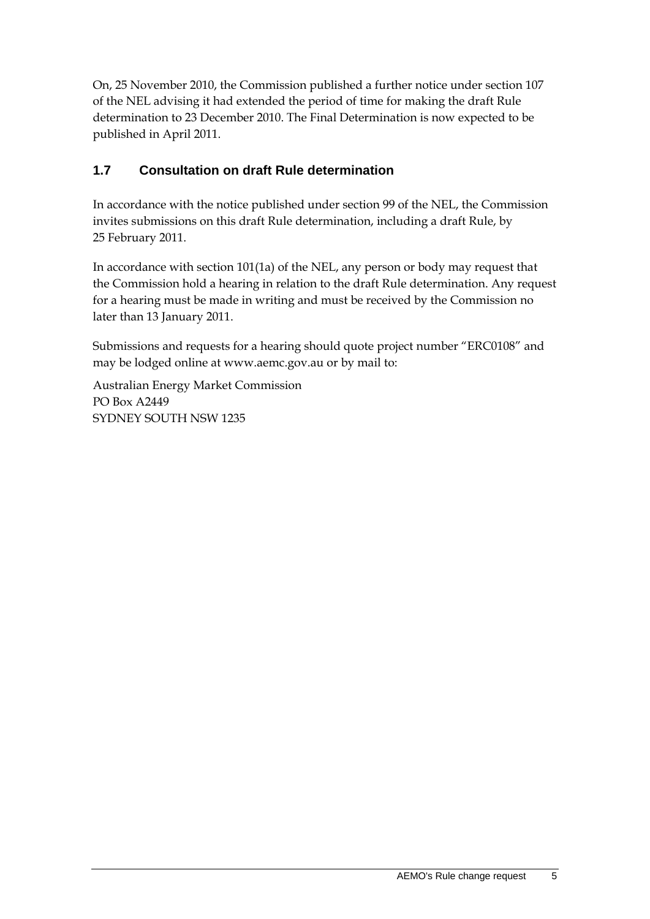On, 25 November 2010, the Commission published a further notice under section 107 of the NEL advising it had extended the period of time for making the draft Rule determination to 23 December 2010. The Final Determination is now expected to be published in April 2011.

## 1.7 Consultation on draft Rule determination

In accordance with the notice published under section 99 of the NEL, the Commission invites submissions on this draft Rule determination, including a draft Rule, by 25 February 2011.

In accordance with section 101(1a) of the NEL, any person or body may request that the Commission hold a hearing in relation to the draft Rule determination. Any request for a hearing must be made in writing and must be received by the Commission no later than 13 January 2011.

Submissions and requests for a hearing should quote project number "ERC0108" and may be lodged online at www.aemc.gov.au or by mail to:

Australian Energy Market Commission
PO Box A2449
SYDNEY SOUTH NSW 1235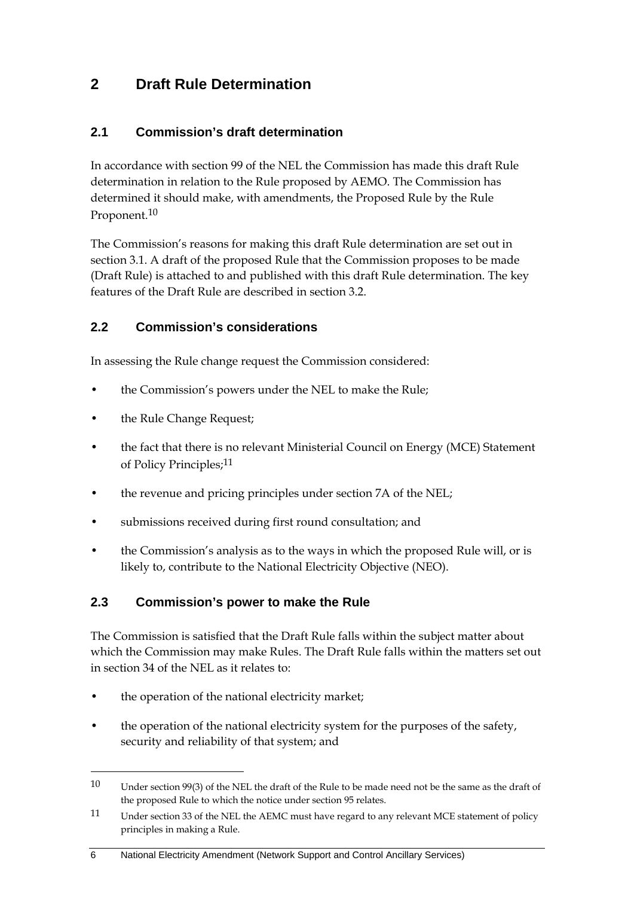# 2 Draft Rule Determination

## 2.1 Commission's draft determination

In accordance with section 99 of the NEL the Commission has made this draft Rule determination in relation to the Rule proposed by AEMO. The Commission has determined it should make, with amendments, the Proposed Rule by the Rule Proponent.[10]

The Commission's reasons for making this draft Rule determination are set out in section 3.1. A draft of the proposed Rule that the Commission proposes to be made (Draft Rule) is attached to and published with this draft Rule determination. The key features of the Draft Rule are described in section 3.2.

## 2.2 Commission's considerations

In assessing the Rule change request the Commission considered:

- the Commission's powers under the NEL to make the Rule;
- the Rule Change Request;
- the fact that there is no relevant Ministerial Council on Energy (MCE) Statement of Policy Principles;[11]
- the revenue and pricing principles under section 7A of the NEL;
- submissions received during first round consultation; and
- the Commission's analysis as to the ways in which the proposed Rule will, or is likely to, contribute to the National Electricity Objective (NEO).

## 2.3 Commission's power to make the Rule

The Commission is satisfied that the Draft Rule falls within the subject matter about which the Commission may make Rules. The Draft Rule falls within the matters set out in section 34 of the NEL as it relates to:

- the operation of the national electricity market;
- the operation of the national electricity system for the purposes of the safety, security and reliability of that system; and

---

[10] Under section 99(3) of the NEL the draft of the Rule to be made need not be the same as the draft of the proposed Rule to which the notice under section 95 relates.

[11] Under section 33 of the NEL the AEMC must have regard to any relevant MCE statement of policy principles in making a Rule.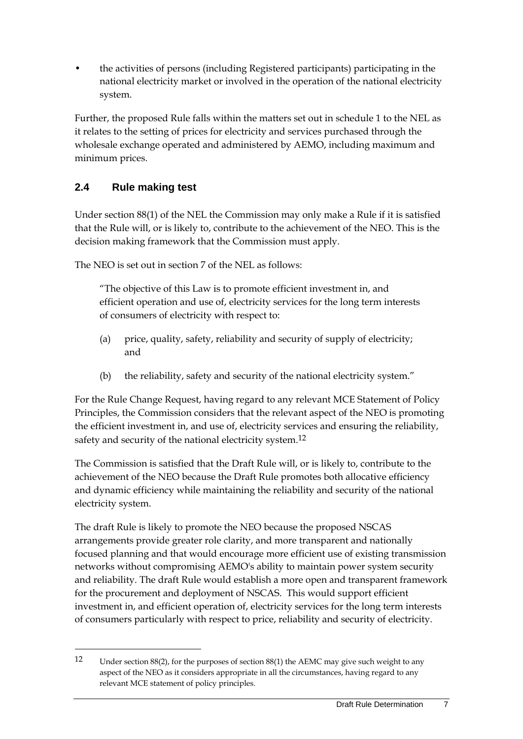- the activities of persons (including Registered participants) participating in the national electricity market or involved in the operation of the national electricity system.

Further, the proposed Rule falls within the matters set out in schedule 1 to the NEL as it relates to the setting of prices for electricity and services purchased through the wholesale exchange operated and administered by AEMO, including maximum and minimum prices.

## 2.4 Rule making test

Under section 88(1) of the NEL the Commission may only make a Rule if it is satisfied that the Rule will, or is likely to, contribute to the achievement of the NEO. This is the decision making framework that the Commission must apply.

The NEO is set out in section 7 of the NEL as follows:

> "The objective of this Law is to promote efficient investment in, and efficient operation and use of, electricity services for the long term interests of consumers of electricity with respect to:
>
> (a) price, quality, safety, reliability and security of supply of electricity; and
>
> (b) the reliability, safety and security of the national electricity system."

For the Rule Change Request, having regard to any relevant MCE Statement of Policy Principles, the Commission considers that the relevant aspect of the NEO is promoting the efficient investment in, and use of, electricity services and ensuring the reliability, safety and security of the national electricity system.[12]

The Commission is satisfied that the Draft Rule will, or is likely to, contribute to the achievement of the NEO because the Draft Rule promotes both allocative efficiency and dynamic efficiency while maintaining the reliability and security of the national electricity system.

The draft Rule is likely to promote the NEO because the proposed NSCAS arrangements provide greater role clarity, and more transparent and nationally focused planning and that would encourage more efficient use of existing transmission networks without compromising AEMO's ability to maintain power system security and reliability. The draft Rule would establish a more open and transparent framework for the procurement and deployment of NSCAS. This would support efficient investment in, and efficient operation of, electricity services for the long term interests of consumers particularly with respect to price, reliability and security of electricity.

---

[12] Under section 88(2), for the purposes of section 88(1) the AEMC may give such weight to any aspect of the NEO as it considers appropriate in all the circumstances, having regard to any relevant MCE statement of policy principles.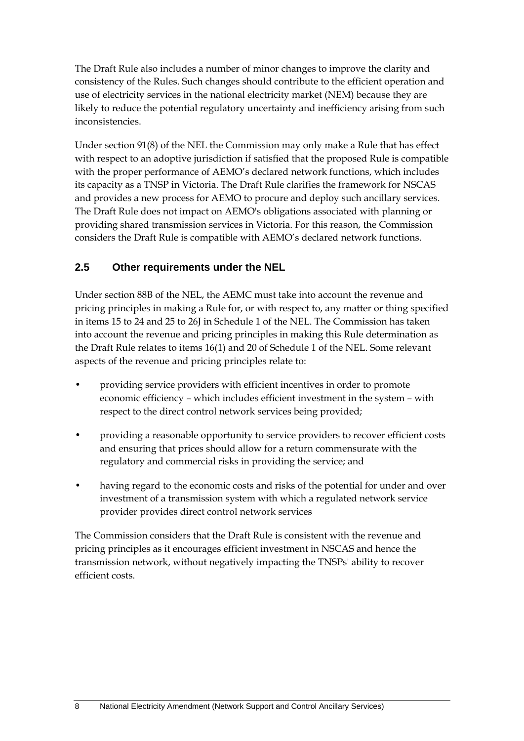The Draft Rule also includes a number of minor changes to improve the clarity and consistency of the Rules. Such changes should contribute to the efficient operation and use of electricity services in the national electricity market (NEM) because they are likely to reduce the potential regulatory uncertainty and inefficiency arising from such inconsistencies.

Under section 91(8) of the NEL the Commission may only make a Rule that has effect with respect to an adoptive jurisdiction if satisfied that the proposed Rule is compatible with the proper performance of AEMO's declared network functions, which includes its capacity as a TNSP in Victoria. The Draft Rule clarifies the framework for NSCAS and provides a new process for AEMO to procure and deploy such ancillary services. The Draft Rule does not impact on AEMO's obligations associated with planning or providing shared transmission services in Victoria. For this reason, the Commission considers the Draft Rule is compatible with AEMO's declared network functions.

## 2.5 Other requirements under the NEL

Under section 88B of the NEL, the AEMC must take into account the revenue and pricing principles in making a Rule for, or with respect to, any matter or thing specified in items 15 to 24 and 25 to 26J in Schedule 1 of the NEL. The Commission has taken into account the revenue and pricing principles in making this Rule determination as the Draft Rule relates to items 16(1) and 20 of Schedule 1 of the NEL. Some relevant aspects of the revenue and pricing principles relate to:

- providing service providers with efficient incentives in order to promote economic efficiency – which includes efficient investment in the system – with respect to the direct control network services being provided;
- providing a reasonable opportunity to service providers to recover efficient costs and ensuring that prices should allow for a return commensurate with the regulatory and commercial risks in providing the service; and
- having regard to the economic costs and risks of the potential for under and over investment of a transmission system with which a regulated network service provider provides direct control network services

The Commission considers that the Draft Rule is consistent with the revenue and pricing principles as it encourages efficient investment in NSCAS and hence the transmission network, without negatively impacting the TNSPs' ability to recover efficient costs.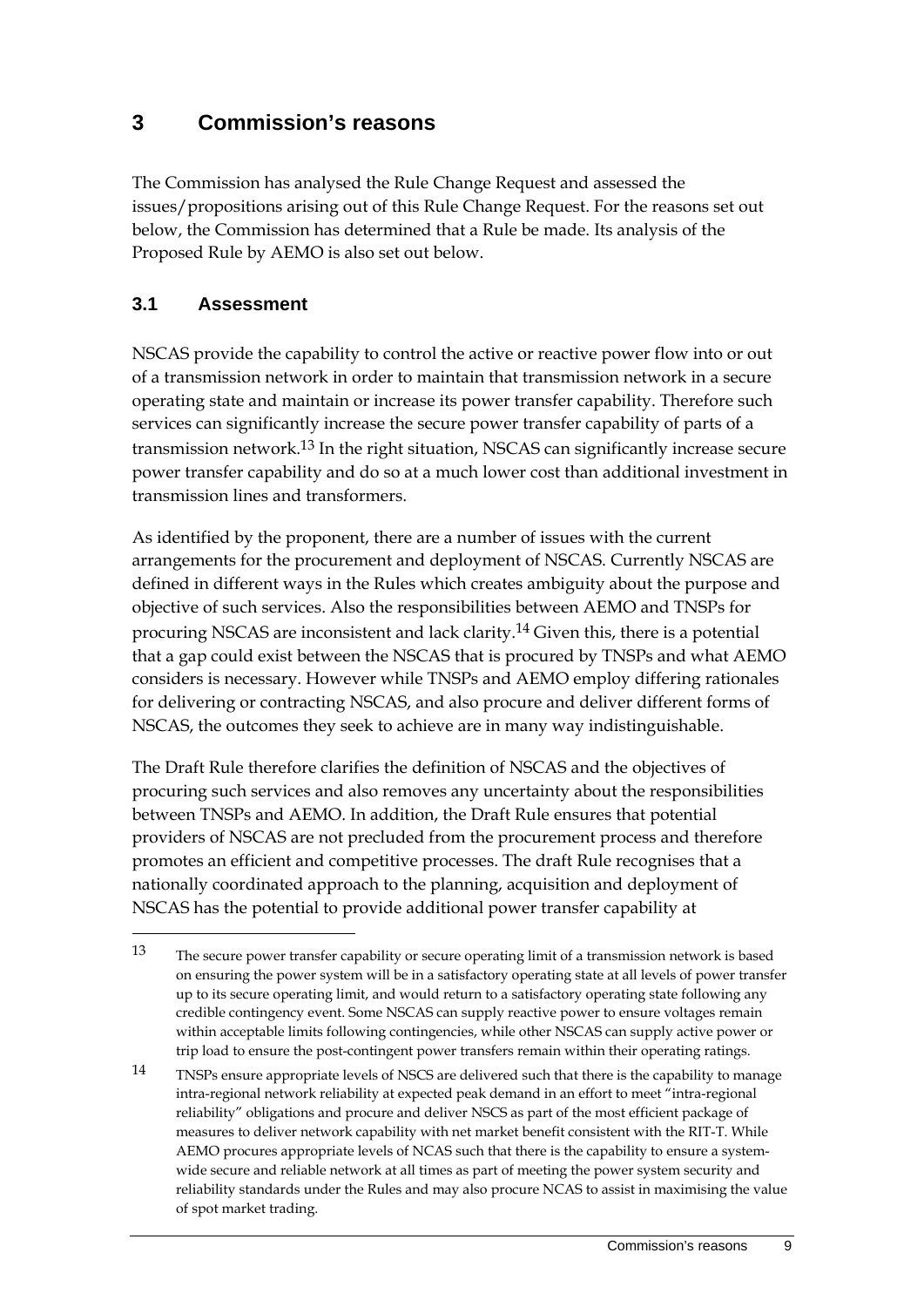# 3 Commission's reasons

The Commission has analysed the Rule Change Request and assessed the issues/propositions arising out of this Rule Change Request. For the reasons set out below, the Commission has determined that a Rule be made. Its analysis of the Proposed Rule by AEMO is also set out below.

## 3.1 Assessment

NSCAS provide the capability to control the active or reactive power flow into or out of a transmission network in order to maintain that transmission network in a secure operating state and maintain or increase its power transfer capability. Therefore such services can significantly increase the secure power transfer capability of parts of a transmission network.[13] In the right situation, NSCAS can significantly increase secure power transfer capability and do so at a much lower cost than additional investment in transmission lines and transformers.

As identified by the proponent, there are a number of issues with the current arrangements for the procurement and deployment of NSCAS. Currently NSCAS are defined in different ways in the Rules which creates ambiguity about the purpose and objective of such services. Also the responsibilities between AEMO and TNSPs for procuring NSCAS are inconsistent and lack clarity.[14] Given this, there is a potential that a gap could exist between the NSCAS that is procured by TNSPs and what AEMO considers is necessary. However while TNSPs and AEMO employ differing rationales for delivering or contracting NSCAS, and also procure and deliver different forms of NSCAS, the outcomes they seek to achieve are in many way indistinguishable.

The Draft Rule therefore clarifies the definition of NSCAS and the objectives of procuring such services and also removes any uncertainty about the responsibilities between TNSPs and AEMO. In addition, the Draft Rule ensures that potential providers of NSCAS are not precluded from the procurement process and therefore promotes an efficient and competitive processes. The draft Rule recognises that a nationally coordinated approach to the planning, acquisition and deployment of NSCAS has the potential to provide additional power transfer capability at

---

13 The secure power transfer capability or secure operating limit of a transmission network is based on ensuring the power system will be in a satisfactory operating state at all levels of power transfer up to its secure operating limit, and would return to a satisfactory operating state following any credible contingency event. Some NSCAS can supply reactive power to ensure voltages remain within acceptable limits following contingencies, while other NSCAS can supply active power or trip load to ensure the post-contingent power transfers remain within their operating ratings.

14 TNSPs ensure appropriate levels of NSCS are delivered such that there is the capability to manage intra-regional network reliability at expected peak demand in an effort to meet "intra-regional reliability" obligations and procure and deliver NSCS as part of the most efficient package of measures to deliver network capability with net market benefit consistent with the RIT-T. While AEMO procures appropriate levels of NCAS such that there is the capability to ensure a system-wide secure and reliable network at all times as part of meeting the power system security and reliability standards under the Rules and may also procure NCAS to assist in maximising the value of spot market trading.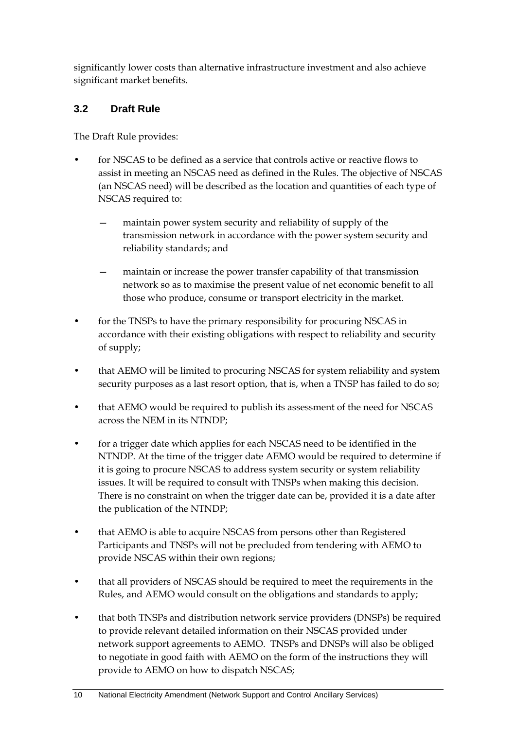significantly lower costs than alternative infrastructure investment and also achieve significant market benefits.

## 3.2 Draft Rule

The Draft Rule provides:

- for NSCAS to be defined as a service that controls active or reactive flows to assist in meeting an NSCAS need as defined in the Rules. The objective of NSCAS (an NSCAS need) will be described as the location and quantities of each type of NSCAS required to:
  - maintain power system security and reliability of supply of the transmission network in accordance with the power system security and reliability standards; and
  - maintain or increase the power transfer capability of that transmission network so as to maximise the present value of net economic benefit to all those who produce, consume or transport electricity in the market.
- for the TNSPs to have the primary responsibility for procuring NSCAS in accordance with their existing obligations with respect to reliability and security of supply;
- that AEMO will be limited to procuring NSCAS for system reliability and system security purposes as a last resort option, that is, when a TNSP has failed to do so;
- that AEMO would be required to publish its assessment of the need for NSCAS across the NEM in its NTNDP;
- for a trigger date which applies for each NSCAS need to be identified in the NTNDP. At the time of the trigger date AEMO would be required to determine if it is going to procure NSCAS to address system security or system reliability issues. It will be required to consult with TNSPs when making this decision. There is no constraint on when the trigger date can be, provided it is a date after the publication of the NTNDP;
- that AEMO is able to acquire NSCAS from persons other than Registered Participants and TNSPs will not be precluded from tendering with AEMO to provide NSCAS within their own regions;
- that all providers of NSCAS should be required to meet the requirements in the Rules, and AEMO would consult on the obligations and standards to apply;
- that both TNSPs and distribution network service providers (DNSPs) be required to provide relevant detailed information on their NSCAS provided under network support agreements to AEMO. TNSPs and DNSPs will also be obliged to negotiate in good faith with AEMO on the form of the instructions they will provide to AEMO on how to dispatch NSCAS;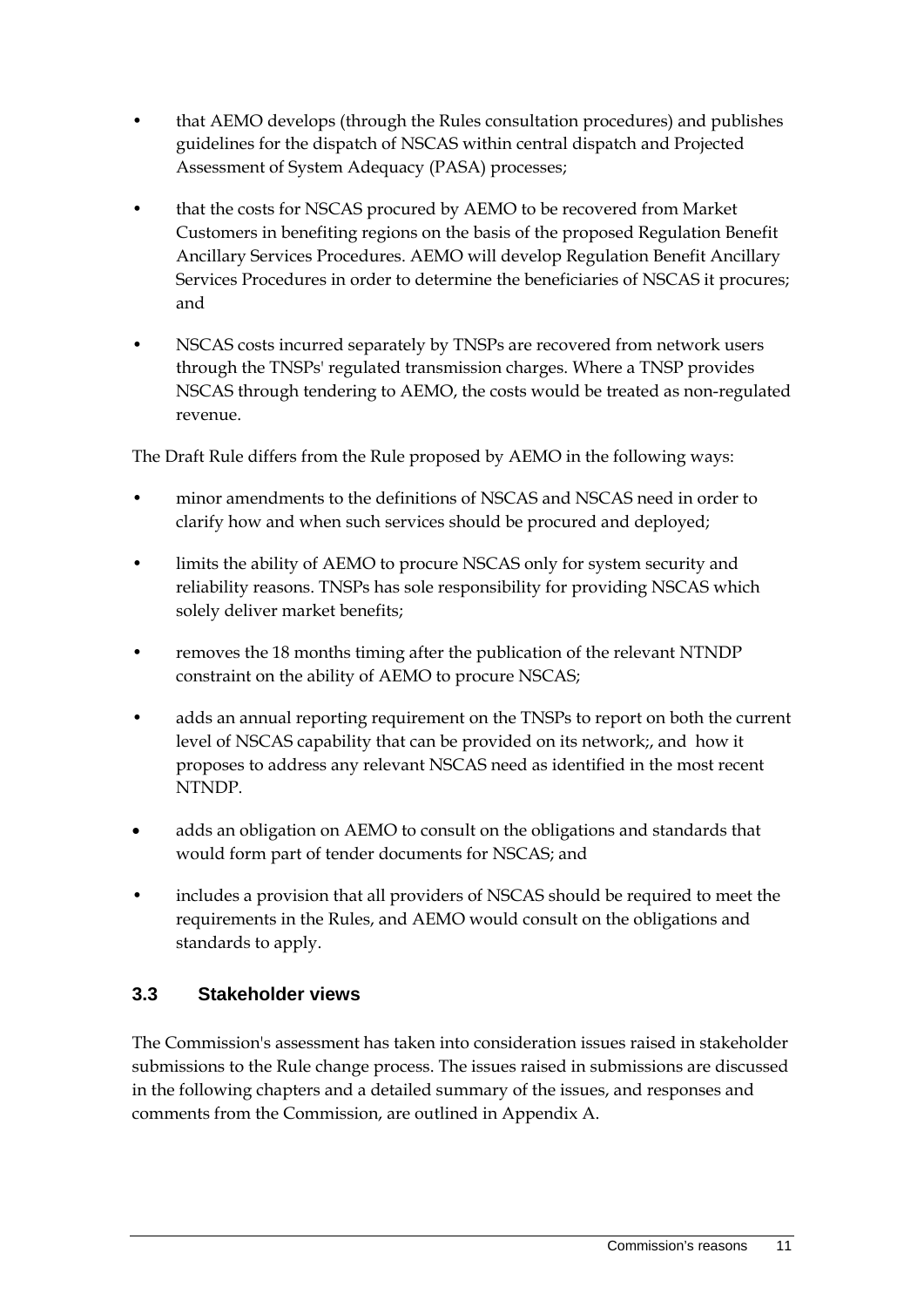- that AEMO develops (through the Rules consultation procedures) and publishes guidelines for the dispatch of NSCAS within central dispatch and Projected Assessment of System Adequacy (PASA) processes;
- that the costs for NSCAS procured by AEMO to be recovered from Market Customers in benefiting regions on the basis of the proposed Regulation Benefit Ancillary Services Procedures. AEMO will develop Regulation Benefit Ancillary Services Procedures in order to determine the beneficiaries of NSCAS it procures; and
- NSCAS costs incurred separately by TNSPs are recovered from network users through the TNSPs' regulated transmission charges. Where a TNSP provides NSCAS through tendering to AEMO, the costs would be treated as non-regulated revenue.

The Draft Rule differs from the Rule proposed by AEMO in the following ways:

- minor amendments to the definitions of NSCAS and NSCAS need in order to clarify how and when such services should be procured and deployed;
- limits the ability of AEMO to procure NSCAS only for system security and reliability reasons. TNSPs has sole responsibility for providing NSCAS which solely deliver market benefits;
- removes the 18 months timing after the publication of the relevant NTNDP constraint on the ability of AEMO to procure NSCAS;
- adds an annual reporting requirement on the TNSPs to report on both the current level of NSCAS capability that can be provided on its network;, and how it proposes to address any relevant NSCAS need as identified in the most recent NTNDP.
- adds an obligation on AEMO to consult on the obligations and standards that would form part of tender documents for NSCAS; and
- includes a provision that all providers of NSCAS should be required to meet the requirements in the Rules, and AEMO would consult on the obligations and standards to apply.

### 3.3 Stakeholder views

The Commission's assessment has taken into consideration issues raised in stakeholder submissions to the Rule change process. The issues raised in submissions are discussed in the following chapters and a detailed summary of the issues, and responses and comments from the Commission, are outlined in Appendix A.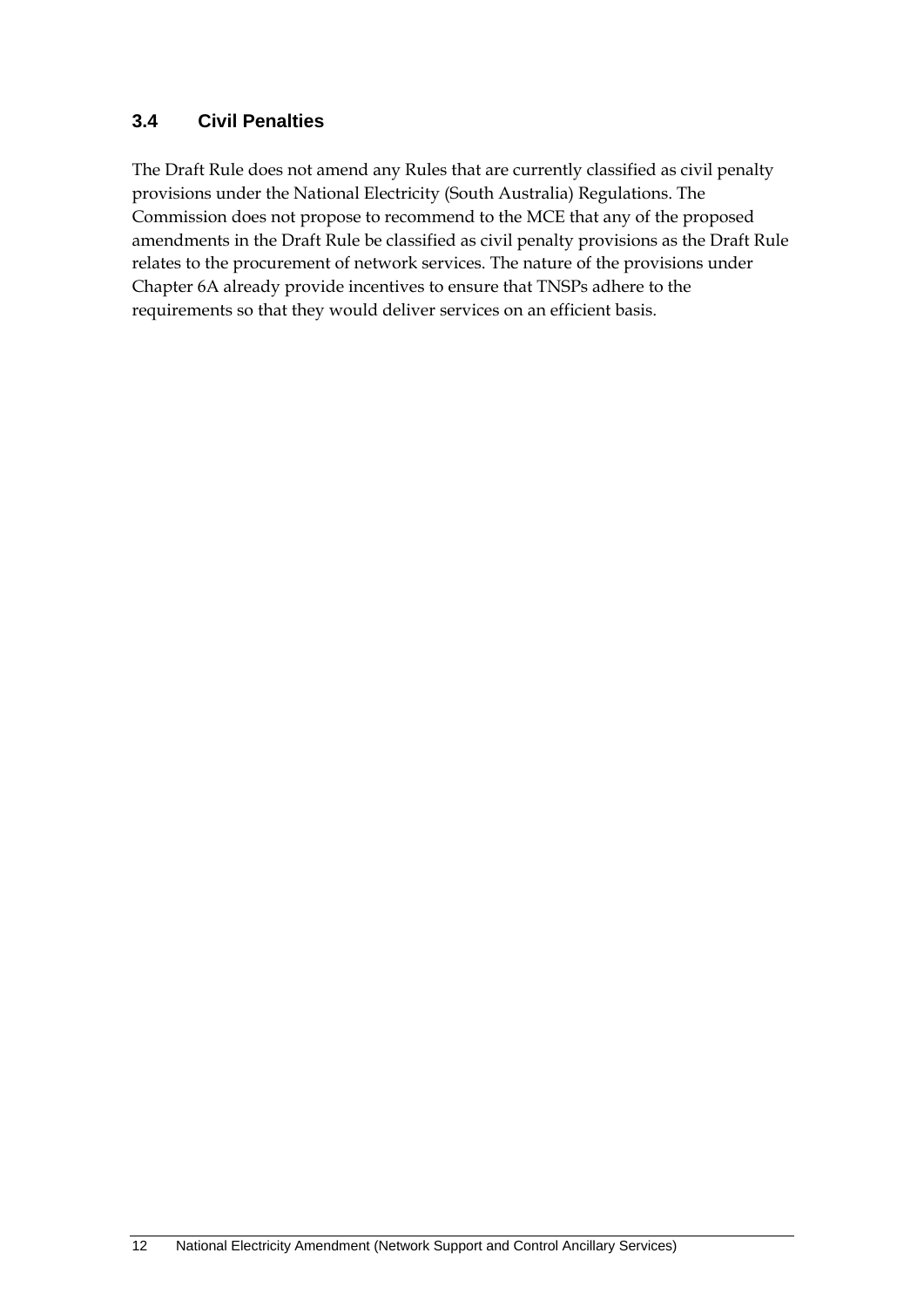### 3.4 Civil Penalties

The Draft Rule does not amend any Rules that are currently classified as civil penalty provisions under the National Electricity (South Australia) Regulations. The Commission does not propose to recommend to the MCE that any of the proposed amendments in the Draft Rule be classified as civil penalty provisions as the Draft Rule relates to the procurement of network services. The nature of the provisions under Chapter 6A already provide incentives to ensure that TNSPs adhere to the requirements so that they would deliver services on an efficient basis.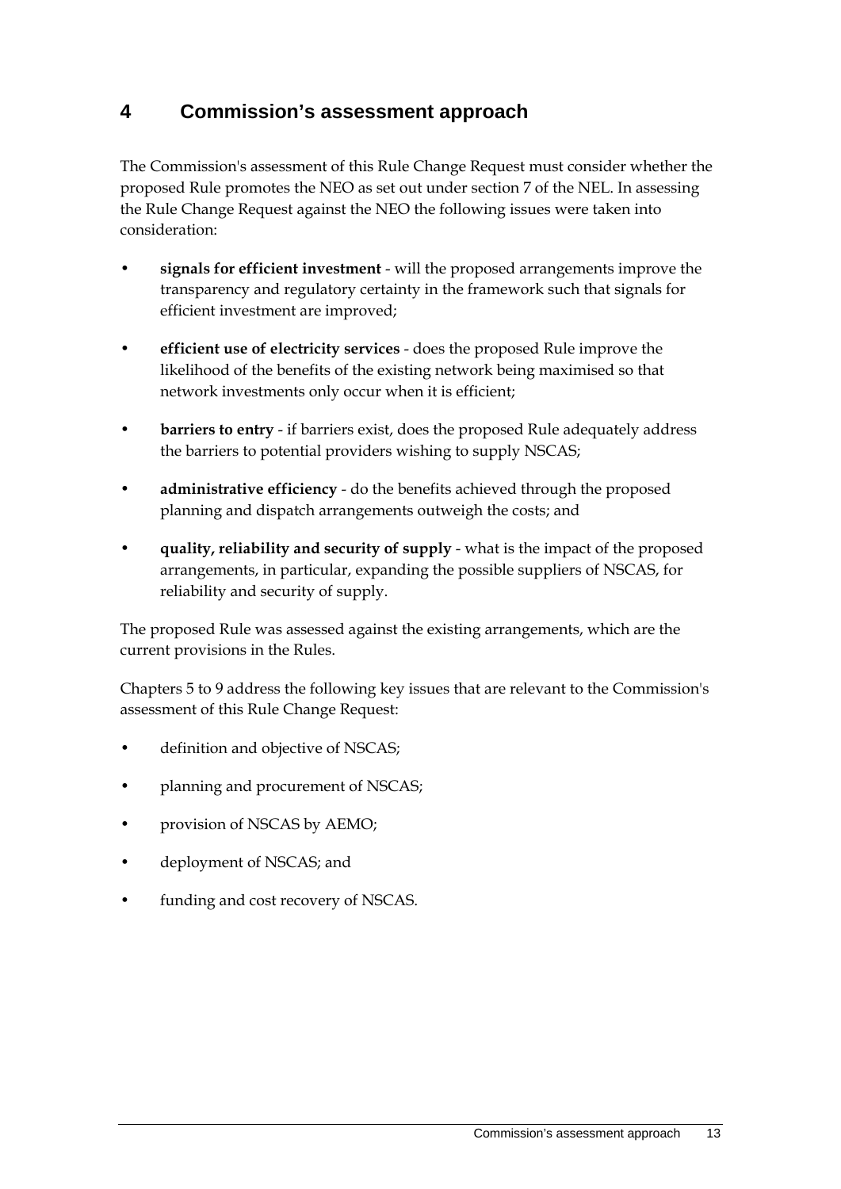# 4 Commission's assessment approach

The Commission's assessment of this Rule Change Request must consider whether the proposed Rule promotes the NEO as set out under section 7 of the NEL. In assessing the Rule Change Request against the NEO the following issues were taken into consideration:

- **signals for efficient investment** - will the proposed arrangements improve the transparency and regulatory certainty in the framework such that signals for efficient investment are improved;
- **efficient use of electricity services** - does the proposed Rule improve the likelihood of the benefits of the existing network being maximised so that network investments only occur when it is efficient;
- **barriers to entry** - if barriers exist, does the proposed Rule adequately address the barriers to potential providers wishing to supply NSCAS;
- **administrative efficiency** - do the benefits achieved through the proposed planning and dispatch arrangements outweigh the costs; and
- **quality, reliability and security of supply** - what is the impact of the proposed arrangements, in particular, expanding the possible suppliers of NSCAS, for reliability and security of supply.

The proposed Rule was assessed against the existing arrangements, which are the current provisions in the Rules.

Chapters 5 to 9 address the following key issues that are relevant to the Commission's assessment of this Rule Change Request:

- definition and objective of NSCAS;
- planning and procurement of NSCAS;
- provision of NSCAS by AEMO;
- deployment of NSCAS; and
- funding and cost recovery of NSCAS.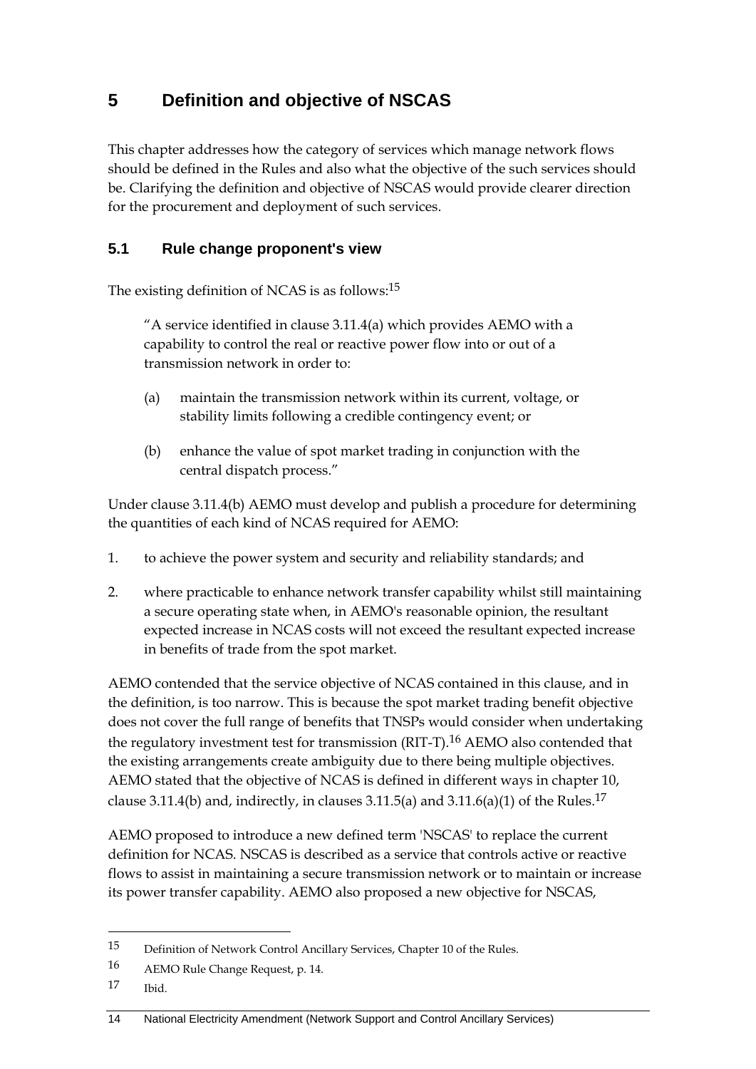# 5 Definition and objective of NSCAS

This chapter addresses how the category of services which manage network flows should be defined in the Rules and also what the objective of the such services should be. Clarifying the definition and objective of NSCAS would provide clearer direction for the procurement and deployment of such services.

## 5.1 Rule change proponent's view

The existing definition of NCAS is as follows:[15]

> "A service identified in clause 3.11.4(a) which provides AEMO with a capability to control the real or reactive power flow into or out of a transmission network in order to:
>
> (a) maintain the transmission network within its current, voltage, or stability limits following a credible contingency event; or
>
> (b) enhance the value of spot market trading in conjunction with the central dispatch process."

Under clause 3.11.4(b) AEMO must develop and publish a procedure for determining the quantities of each kind of NCAS required for AEMO:

1. to achieve the power system and security and reliability standards; and
2. where practicable to enhance network transfer capability whilst still maintaining a secure operating state when, in AEMO's reasonable opinion, the resultant expected increase in NCAS costs will not exceed the resultant expected increase in benefits of trade from the spot market.

AEMO contended that the service objective of NCAS contained in this clause, and in the definition, is too narrow. This is because the spot market trading benefit objective does not cover the full range of benefits that TNSPs would consider when undertaking the regulatory investment test for transmission (RIT-T).[16] AEMO also contended that the existing arrangements create ambiguity due to there being multiple objectives. AEMO stated that the objective of NCAS is defined in different ways in chapter 10, clause 3.11.4(b) and, indirectly, in clauses 3.11.5(a) and 3.11.6(a)(1) of the Rules.[17]

AEMO proposed to introduce a new defined term 'NSCAS' to replace the current definition for NCAS. NSCAS is described as a service that controls active or reactive flows to assist in maintaining a secure transmission network or to maintain or increase its power transfer capability. AEMO also proposed a new objective for NSCAS,

---

15 Definition of Network Control Ancillary Services, Chapter 10 of the Rules.

16 AEMO Rule Change Request, p. 14.

17 Ibid.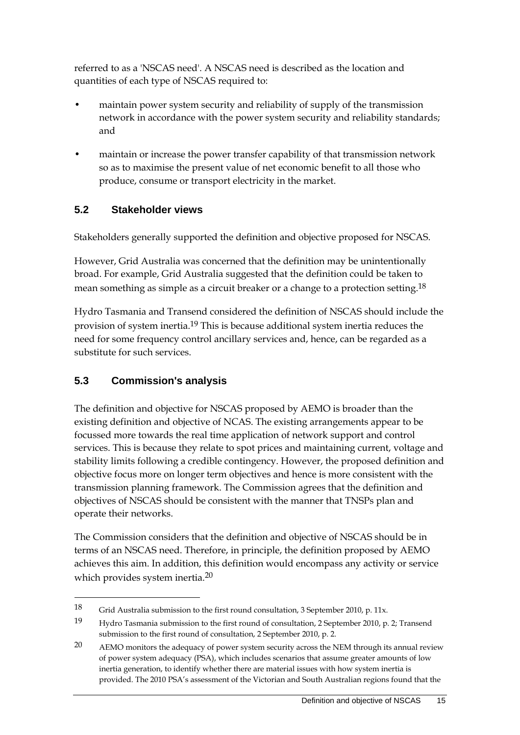referred to as a 'NSCAS need'. A NSCAS need is described as the location and quantities of each type of NSCAS required to:

- maintain power system security and reliability of supply of the transmission network in accordance with the power system security and reliability standards; and
- maintain or increase the power transfer capability of that transmission network so as to maximise the present value of net economic benefit to all those who produce, consume or transport electricity in the market.

## 5.2 Stakeholder views

Stakeholders generally supported the definition and objective proposed for NSCAS.

However, Grid Australia was concerned that the definition may be unintentionally broad. For example, Grid Australia suggested that the definition could be taken to mean something as simple as a circuit breaker or a change to a protection setting.[18]

Hydro Tasmania and Transend considered the definition of NSCAS should include the provision of system inertia.[19] This is because additional system inertia reduces the need for some frequency control ancillary services and, hence, can be regarded as a substitute for such services.

## 5.3 Commission's analysis

The definition and objective for NSCAS proposed by AEMO is broader than the existing definition and objective of NCAS. The existing arrangements appear to be focussed more towards the real time application of network support and control services. This is because they relate to spot prices and maintaining current, voltage and stability limits following a credible contingency. However, the proposed definition and objective focus more on longer term objectives and hence is more consistent with the transmission planning framework. The Commission agrees that the definition and objectives of NSCAS should be consistent with the manner that TNSPs plan and operate their networks.

The Commission considers that the definition and objective of NSCAS should be in terms of an NSCAS need. Therefore, in principle, the definition proposed by AEMO achieves this aim. In addition, this definition would encompass any activity or service which provides system inertia.[20]

---

18 Grid Australia submission to the first round consultation, 3 September 2010, p. 11x.

19 Hydro Tasmania submission to the first round of consultation, 2 September 2010, p. 2; Transend submission to the first round of consultation, 2 September 2010, p. 2.

20 AEMO monitors the adequacy of power system security across the NEM through its annual review of power system adequacy (PSA), which includes scenarios that assume greater amounts of low inertia generation, to identify whether there are material issues with how system inertia is provided. The 2010 PSA's assessment of the Victorian and South Australian regions found that the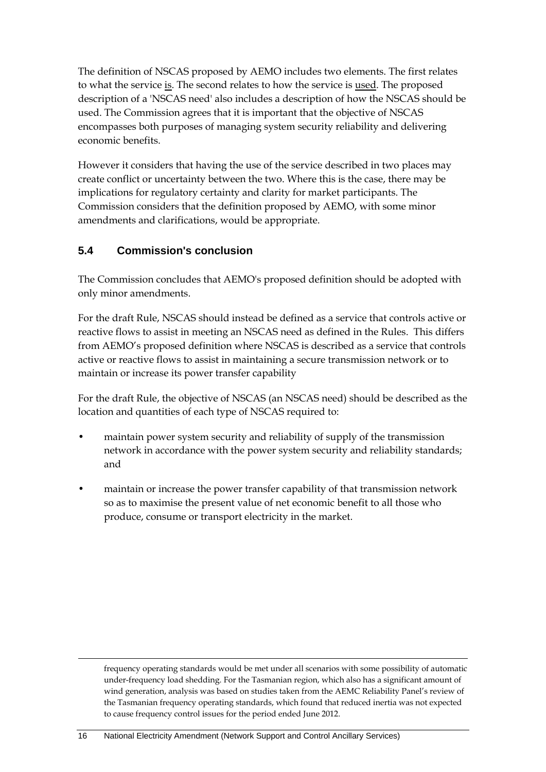The definition of NSCAS proposed by AEMO includes two elements. The first relates to what the service <u>is</u>. The second relates to how the service is <u>used</u>. The proposed description of a 'NSCAS need' also includes a description of how the NSCAS should be used. The Commission agrees that it is important that the objective of NSCAS encompasses both purposes of managing system security reliability and delivering economic benefits.

However it considers that having the use of the service described in two places may create conflict or uncertainty between the two. Where this is the case, there may be implications for regulatory certainty and clarity for market participants. The Commission considers that the definition proposed by AEMO, with some minor amendments and clarifications, would be appropriate.

## 5.4 Commission's conclusion

The Commission concludes that AEMO's proposed definition should be adopted with only minor amendments.

For the draft Rule, NSCAS should instead be defined as a service that controls active or reactive flows to assist in meeting an NSCAS need as defined in the Rules. This differs from AEMO's proposed definition where NSCAS is described as a service that controls active or reactive flows to assist in maintaining a secure transmission network or to maintain or increase its power transfer capability

For the draft Rule, the objective of NSCAS (an NSCAS need) should be described as the location and quantities of each type of NSCAS required to:

- maintain power system security and reliability of supply of the transmission network in accordance with the power system security and reliability standards; and
- maintain or increase the power transfer capability of that transmission network so as to maximise the present value of net economic benefit to all those who produce, consume or transport electricity in the market.

---

frequency operating standards would be met under all scenarios with some possibility of automatic under-frequency load shedding. For the Tasmanian region, which also has a significant amount of wind generation, analysis was based on studies taken from the AEMC Reliability Panel's review of the Tasmanian frequency operating standards, which found that reduced inertia was not expected to cause frequency control issues for the period ended June 2012.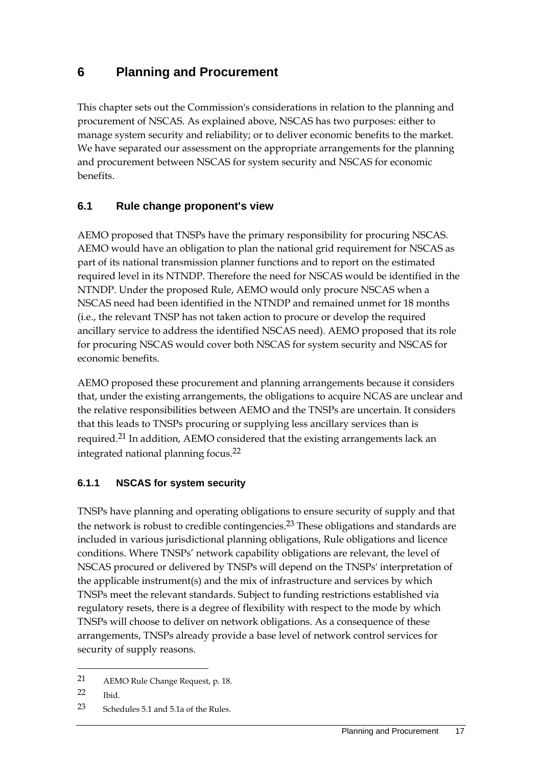# 6 Planning and Procurement

This chapter sets out the Commission's considerations in relation to the planning and procurement of NSCAS. As explained above, NSCAS has two purposes: either to manage system security and reliability; or to deliver economic benefits to the market. We have separated our assessment on the appropriate arrangements for the planning and procurement between NSCAS for system security and NSCAS for economic benefits.

## 6.1 Rule change proponent's view

AEMO proposed that TNSPs have the primary responsibility for procuring NSCAS. AEMO would have an obligation to plan the national grid requirement for NSCAS as part of its national transmission planner functions and to report on the estimated required level in its NTNDP. Therefore the need for NSCAS would be identified in the NTNDP. Under the proposed Rule, AEMO would only procure NSCAS when a NSCAS need had been identified in the NTNDP and remained unmet for 18 months (i.e., the relevant TNSP has not taken action to procure or develop the required ancillary service to address the identified NSCAS need). AEMO proposed that its role for procuring NSCAS would cover both NSCAS for system security and NSCAS for economic benefits.

AEMO proposed these procurement and planning arrangements because it considers that, under the existing arrangements, the obligations to acquire NCAS are unclear and the relative responsibilities between AEMO and the TNSPs are uncertain. It considers that this leads to TNSPs procuring or supplying less ancillary services than is required.[21] In addition, AEMO considered that the existing arrangements lack an integrated national planning focus.[22]

### 6.1.1 NSCAS for system security

TNSPs have planning and operating obligations to ensure security of supply and that the network is robust to credible contingencies.[23] These obligations and standards are included in various jurisdictional planning obligations, Rule obligations and licence conditions. Where TNSPs' network capability obligations are relevant, the level of NSCAS procured or delivered by TNSPs will depend on the TNSPs' interpretation of the applicable instrument(s) and the mix of infrastructure and services by which TNSPs meet the relevant standards. Subject to funding restrictions established via regulatory resets, there is a degree of flexibility with respect to the mode by which TNSPs will choose to deliver on network obligations. As a consequence of these arrangements, TNSPs already provide a base level of network control services for security of supply reasons.

---

21 AEMO Rule Change Request, p. 18.

22 Ibid.

23 Schedules 5.1 and 5.1a of the Rules.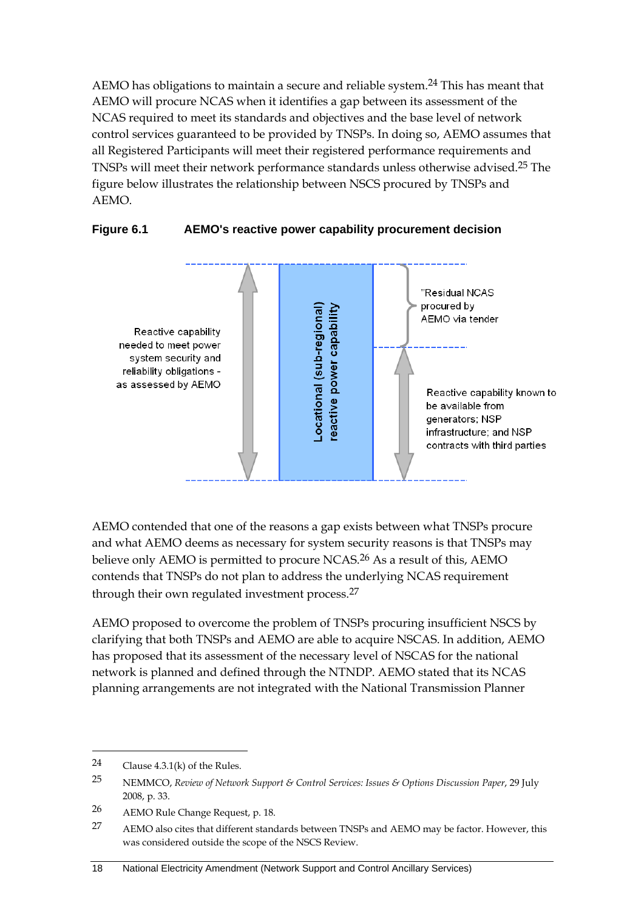AEMO has obligations to maintain a secure and reliable system.[24] This has meant that AEMO will procure NCAS when it identifies a gap between its assessment of the NCAS required to meet its standards and objectives and the base level of network control services guaranteed to be provided by TNSPs. In doing so, AEMO assumes that all Registered Participants will meet their registered performance requirements and TNSPs will meet their network performance standards unless otherwise advised.[25] The figure below illustrates the relationship between NSCS procured by TNSPs and AEMO.

**Figure 6.1 AEMO's reactive power capability procurement decision**

Reactive capability needed to meet power system security and reliability obligations - as assessed by AEMO

Locational (sub-regional) reactive power capability

"Residual NCAS procured by AEMO via tender

Reactive capability known to be available from generators; NSP infrastructure; and NSP contracts with third parties

AEMO contended that one of the reasons a gap exists between what TNSPs procure and what AEMO deems as necessary for system security reasons is that TNSPs may believe only AEMO is permitted to procure NCAS.[26] As a result of this, AEMO contends that TNSPs do not plan to address the underlying NCAS requirement through their own regulated investment process.[27]

AEMO proposed to overcome the problem of TNSPs procuring insufficient NSCS by clarifying that both TNSPs and AEMO are able to acquire NSCAS. In addition, AEMO has proposed that its assessment of the necessary level of NSCAS for the national network is planned and defined through the NTNDP. AEMO stated that its NCAS planning arrangements are not integrated with the National Transmission Planner

---

24 Clause 4.3.1(k) of the Rules.

25 NEMMCO, *Review of Network Support & Control Services: Issues & Options Discussion Paper*, 29 July 2008, p. 33.

26 AEMO Rule Change Request, p. 18.

27 AEMO also cites that different standards between TNSPs and AEMO may be factor. However, this was considered outside the scope of the NSCS Review.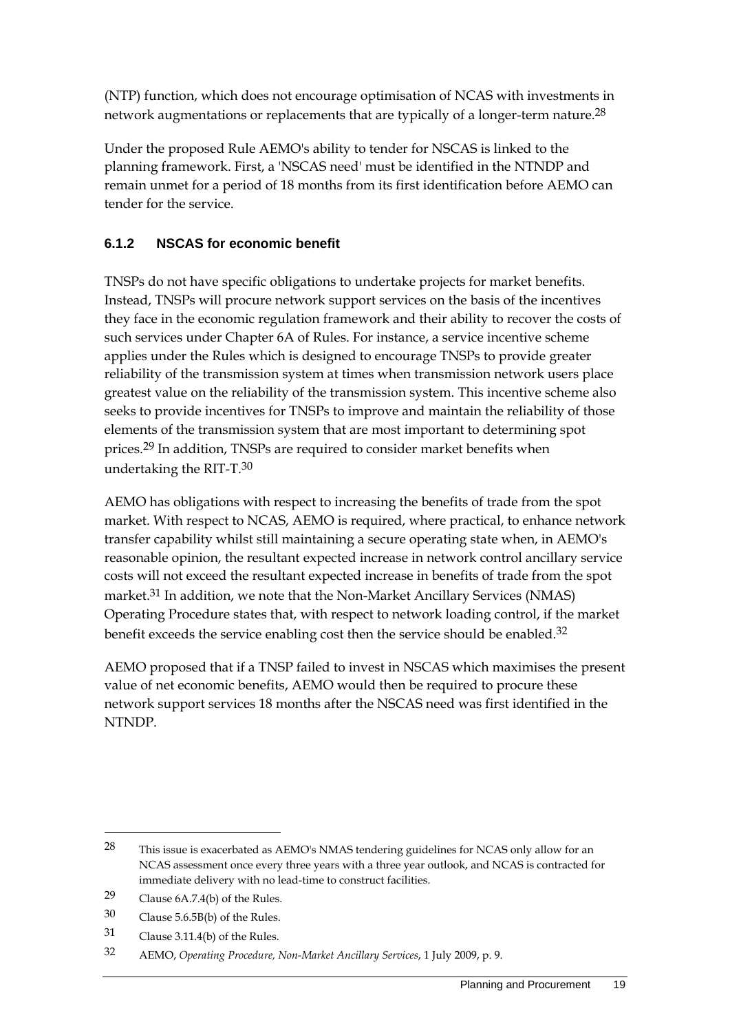(NTP) function, which does not encourage optimisation of NCAS with investments in network augmentations or replacements that are typically of a longer-term nature.[28]

Under the proposed Rule AEMO's ability to tender for NSCAS is linked to the planning framework. First, a 'NSCAS need' must be identified in the NTNDP and remain unmet for a period of 18 months from its first identification before AEMO can tender for the service.

### 6.1.2 NSCAS for economic benefit

TNSPs do not have specific obligations to undertake projects for market benefits. Instead, TNSPs will procure network support services on the basis of the incentives they face in the economic regulation framework and their ability to recover the costs of such services under Chapter 6A of Rules. For instance, a service incentive scheme applies under the Rules which is designed to encourage TNSPs to provide greater reliability of the transmission system at times when transmission network users place greatest value on the reliability of the transmission system. This incentive scheme also seeks to provide incentives for TNSPs to improve and maintain the reliability of those elements of the transmission system that are most important to determining spot prices.[29] In addition, TNSPs are required to consider market benefits when undertaking the RIT-T.[30]

AEMO has obligations with respect to increasing the benefits of trade from the spot market. With respect to NCAS, AEMO is required, where practical, to enhance network transfer capability whilst still maintaining a secure operating state when, in AEMO's reasonable opinion, the resultant expected increase in network control ancillary service costs will not exceed the resultant expected increase in benefits of trade from the spot market.[31] In addition, we note that the Non-Market Ancillary Services (NMAS) Operating Procedure states that, with respect to network loading control, if the market benefit exceeds the service enabling cost then the service should be enabled.[32]

AEMO proposed that if a TNSP failed to invest in NSCAS which maximises the present value of net economic benefits, AEMO would then be required to procure these network support services 18 months after the NSCAS need was first identified in the NTNDP.

---

28 This issue is exacerbated as AEMO's NMAS tendering guidelines for NCAS only allow for an NCAS assessment once every three years with a three year outlook, and NCAS is contracted for immediate delivery with no lead-time to construct facilities.

29 Clause 6A.7.4(b) of the Rules.

30 Clause 5.6.5B(b) of the Rules.

31 Clause 3.11.4(b) of the Rules.

32 AEMO, *Operating Procedure, Non-Market Ancillary Services*, 1 July 2009, p. 9.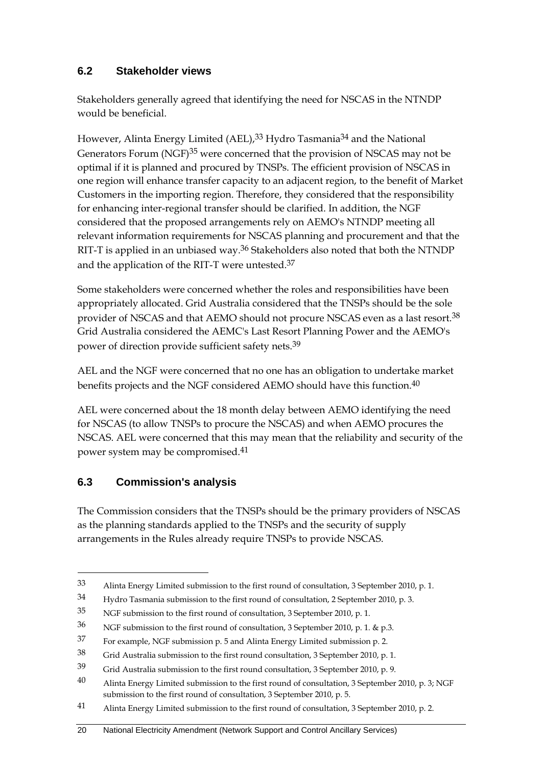## 6.2 Stakeholder views

Stakeholders generally agreed that identifying the need for NSCAS in the NTNDP would be beneficial.

However, Alinta Energy Limited (AEL),[33] Hydro Tasmania[34] and the National Generators Forum (NGF)[35] were concerned that the provision of NSCAS may not be optimal if it is planned and procured by TNSPs. The efficient provision of NSCAS in one region will enhance transfer capacity to an adjacent region, to the benefit of Market Customers in the importing region. Therefore, they considered that the responsibility for enhancing inter-regional transfer should be clarified. In addition, the NGF considered that the proposed arrangements rely on AEMO's NTNDP meeting all relevant information requirements for NSCAS planning and procurement and that the RIT-T is applied in an unbiased way.[36] Stakeholders also noted that both the NTNDP and the application of the RIT-T were untested.[37]

Some stakeholders were concerned whether the roles and responsibilities have been appropriately allocated. Grid Australia considered that the TNSPs should be the sole provider of NSCAS and that AEMO should not procure NSCAS even as a last resort.[38] Grid Australia considered the AEMC's Last Resort Planning Power and the AEMO's power of direction provide sufficient safety nets.[39]

AEL and the NGF were concerned that no one has an obligation to undertake market benefits projects and the NGF considered AEMO should have this function.[40]

AEL were concerned about the 18 month delay between AEMO identifying the need for NSCAS (to allow TNSPs to procure the NSCAS) and when AEMO procures the NSCAS. AEL were concerned that this may mean that the reliability and security of the power system may be compromised.[41]

## 6.3 Commission's analysis

The Commission considers that the TNSPs should be the primary providers of NSCAS as the planning standards applied to the TNSPs and the security of supply arrangements in the Rules already require TNSPs to provide NSCAS.

---

[33] Alinta Energy Limited submission to the first round of consultation, 3 September 2010, p. 1.

[34] Hydro Tasmania submission to the first round of consultation, 2 September 2010, p. 3.

[35] NGF submission to the first round of consultation, 3 September 2010, p. 1.

[36] NGF submission to the first round of consultation, 3 September 2010, p. 1. & p.3.

[37] For example, NGF submission p. 5 and Alinta Energy Limited submission p. 2.

[38] Grid Australia submission to the first round consultation, 3 September 2010, p. 1.

[39] Grid Australia submission to the first round consultation, 3 September 2010, p. 9.

[40] Alinta Energy Limited submission to the first round of consultation, 3 September 2010, p. 3; NGF submission to the first round of consultation, 3 September 2010, p. 5.

[41] Alinta Energy Limited submission to the first round of consultation, 3 September 2010, p. 2.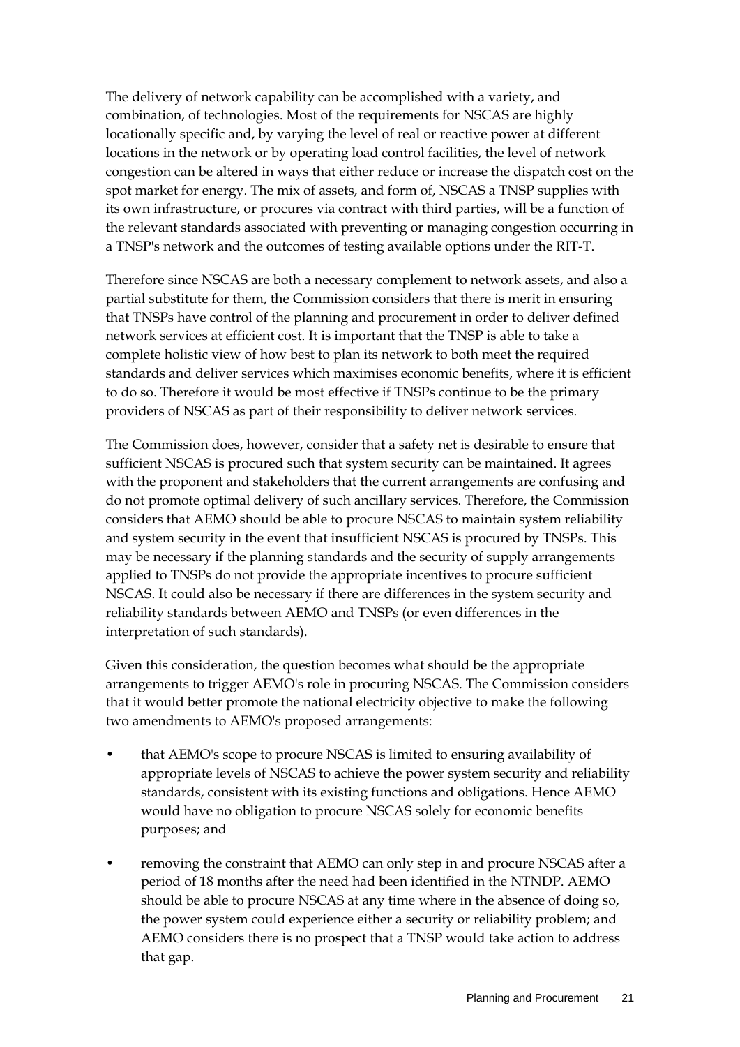The delivery of network capability can be accomplished with a variety, and combination, of technologies. Most of the requirements for NSCAS are highly locationally specific and, by varying the level of real or reactive power at different locations in the network or by operating load control facilities, the level of network congestion can be altered in ways that either reduce or increase the dispatch cost on the spot market for energy. The mix of assets, and form of, NSCAS a TNSP supplies with its own infrastructure, or procures via contract with third parties, will be a function of the relevant standards associated with preventing or managing congestion occurring in a TNSP's network and the outcomes of testing available options under the RIT-T.

Therefore since NSCAS are both a necessary complement to network assets, and also a partial substitute for them, the Commission considers that there is merit in ensuring that TNSPs have control of the planning and procurement in order to deliver defined network services at efficient cost. It is important that the TNSP is able to take a complete holistic view of how best to plan its network to both meet the required standards and deliver services which maximises economic benefits, where it is efficient to do so. Therefore it would be most effective if TNSPs continue to be the primary providers of NSCAS as part of their responsibility to deliver network services.

The Commission does, however, consider that a safety net is desirable to ensure that sufficient NSCAS is procured such that system security can be maintained. It agrees with the proponent and stakeholders that the current arrangements are confusing and do not promote optimal delivery of such ancillary services. Therefore, the Commission considers that AEMO should be able to procure NSCAS to maintain system reliability and system security in the event that insufficient NSCAS is procured by TNSPs. This may be necessary if the planning standards and the security of supply arrangements applied to TNSPs do not provide the appropriate incentives to procure sufficient NSCAS. It could also be necessary if there are differences in the system security and reliability standards between AEMO and TNSPs (or even differences in the interpretation of such standards).

Given this consideration, the question becomes what should be the appropriate arrangements to trigger AEMO's role in procuring NSCAS. The Commission considers that it would better promote the national electricity objective to make the following two amendments to AEMO's proposed arrangements:

- that AEMO's scope to procure NSCAS is limited to ensuring availability of appropriate levels of NSCAS to achieve the power system security and reliability standards, consistent with its existing functions and obligations. Hence AEMO would have no obligation to procure NSCAS solely for economic benefits purposes; and
- removing the constraint that AEMO can only step in and procure NSCAS after a period of 18 months after the need had been identified in the NTNDP. AEMO should be able to procure NSCAS at any time where in the absence of doing so, the power system could experience either a security or reliability problem; and AEMO considers there is no prospect that a TNSP would take action to address that gap.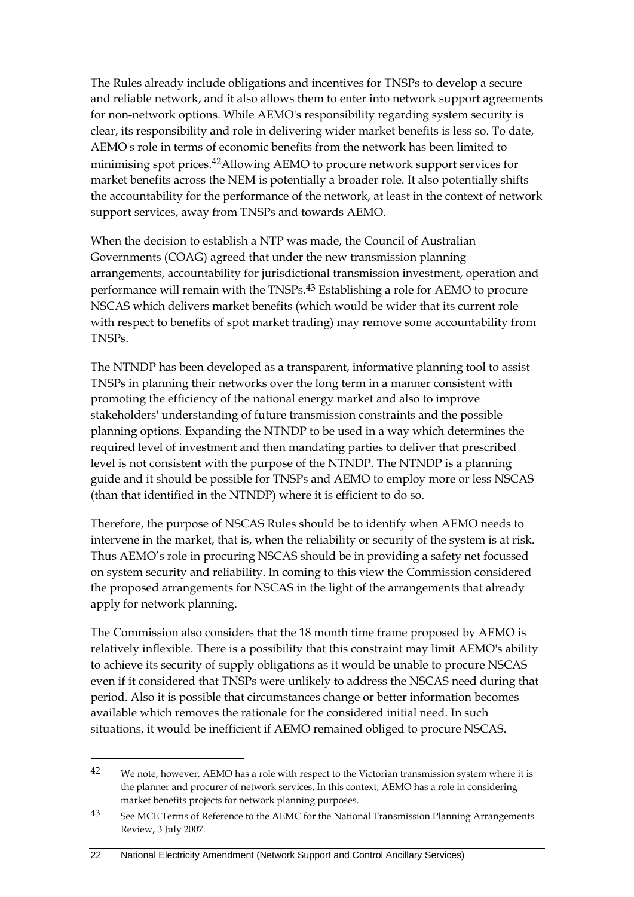The Rules already include obligations and incentives for TNSPs to develop a secure and reliable network, and it also allows them to enter into network support agreements for non-network options. While AEMO's responsibility regarding system security is clear, its responsibility and role in delivering wider market benefits is less so. To date, AEMO's role in terms of economic benefits from the network has been limited to minimising spot prices.[42] Allowing AEMO to procure network support services for market benefits across the NEM is potentially a broader role. It also potentially shifts the accountability for the performance of the network, at least in the context of network support services, away from TNSPs and towards AEMO.

When the decision to establish a NTP was made, the Council of Australian Governments (COAG) agreed that under the new transmission planning arrangements, accountability for jurisdictional transmission investment, operation and performance will remain with the TNSPs.[43] Establishing a role for AEMO to procure NSCAS which delivers market benefits (which would be wider that its current role with respect to benefits of spot market trading) may remove some accountability from TNSPs.

The NTNDP has been developed as a transparent, informative planning tool to assist TNSPs in planning their networks over the long term in a manner consistent with promoting the efficiency of the national energy market and also to improve stakeholders' understanding of future transmission constraints and the possible planning options. Expanding the NTNDP to be used in a way which determines the required level of investment and then mandating parties to deliver that prescribed level is not consistent with the purpose of the NTNDP. The NTNDP is a planning guide and it should be possible for TNSPs and AEMO to employ more or less NSCAS (than that identified in the NTNDP) where it is efficient to do so.

Therefore, the purpose of NSCAS Rules should be to identify when AEMO needs to intervene in the market, that is, when the reliability or security of the system is at risk. Thus AEMO’s role in procuring NSCAS should be in providing a safety net focussed on system security and reliability. In coming to this view the Commission considered the proposed arrangements for NSCAS in the light of the arrangements that already apply for network planning.

The Commission also considers that the 18 month time frame proposed by AEMO is relatively inflexible. There is a possibility that this constraint may limit AEMO's ability to achieve its security of supply obligations as it would be unable to procure NSCAS even if it considered that TNSPs were unlikely to address the NSCAS need during that period. Also it is possible that circumstances change or better information becomes available which removes the rationale for the considered initial need. In such situations, it would be inefficient if AEMO remained obliged to procure NSCAS.

---

[42] We note, however, AEMO has a role with respect to the Victorian transmission system where it is the planner and procurer of network services. In this context, AEMO has a role in considering market benefits projects for network planning purposes.

[43] See MCE Terms of Reference to the AEMC for the National Transmission Planning Arrangements Review, 3 July 2007.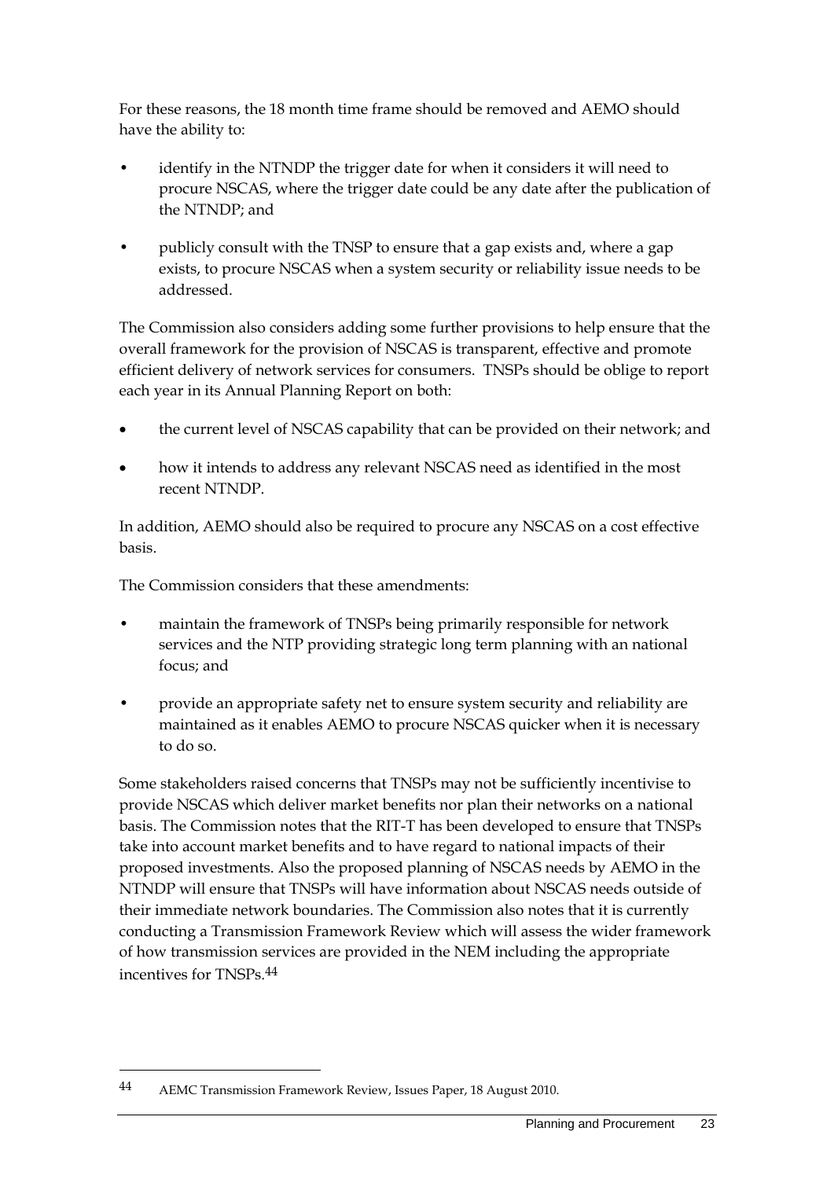For these reasons, the 18 month time frame should be removed and AEMO should have the ability to:

- identify in the NTNDP the trigger date for when it considers it will need to procure NSCAS, where the trigger date could be any date after the publication of the NTNDP; and
- publicly consult with the TNSP to ensure that a gap exists and, where a gap exists, to procure NSCAS when a system security or reliability issue needs to be addressed.

The Commission also considers adding some further provisions to help ensure that the overall framework for the provision of NSCAS is transparent, effective and promote efficient delivery of network services for consumers. TNSPs should be oblige to report each year in its Annual Planning Report on both:

- the current level of NSCAS capability that can be provided on their network; and
- how it intends to address any relevant NSCAS need as identified in the most recent NTNDP.

In addition, AEMO should also be required to procure any NSCAS on a cost effective basis.

The Commission considers that these amendments:

- maintain the framework of TNSPs being primarily responsible for network services and the NTP providing strategic long term planning with an national focus; and
- provide an appropriate safety net to ensure system security and reliability are maintained as it enables AEMO to procure NSCAS quicker when it is necessary to do so.

Some stakeholders raised concerns that TNSPs may not be sufficiently incentivise to provide NSCAS which deliver market benefits nor plan their networks on a national basis. The Commission notes that the RIT-T has been developed to ensure that TNSPs take into account market benefits and to have regard to national impacts of their proposed investments. Also the proposed planning of NSCAS needs by AEMO in the NTNDP will ensure that TNSPs will have information about NSCAS needs outside of their immediate network boundaries. The Commission also notes that it is currently conducting a Transmission Framework Review which will assess the wider framework of how transmission services are provided in the NEM including the appropriate incentives for TNSPs.[44]

---

[44] AEMC Transmission Framework Review, Issues Paper, 18 August 2010.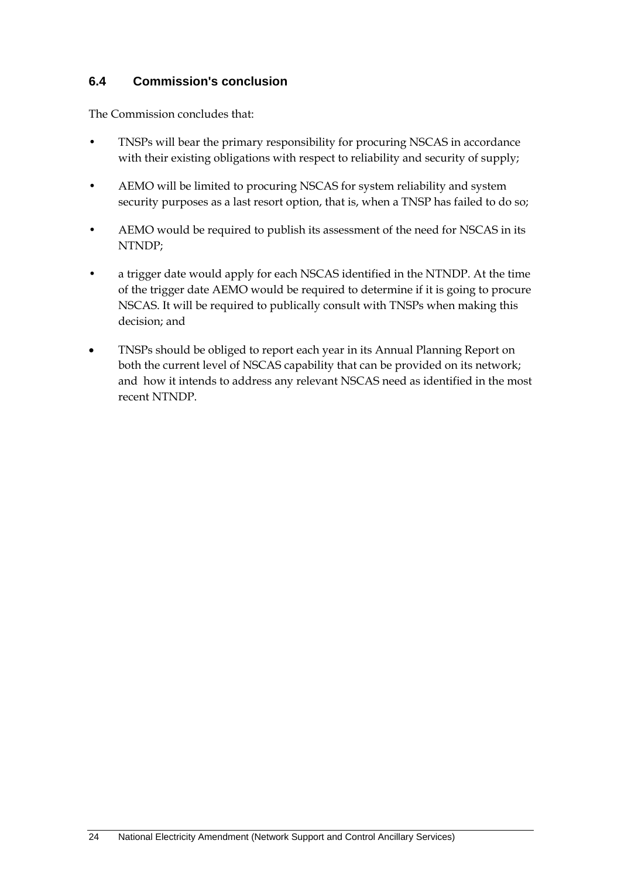### 6.4 Commission's conclusion

The Commission concludes that:

- TNSPs will bear the primary responsibility for procuring NSCAS in accordance with their existing obligations with respect to reliability and security of supply;
- AEMO will be limited to procuring NSCAS for system reliability and system security purposes as a last resort option, that is, when a TNSP has failed to do so;
- AEMO would be required to publish its assessment of the need for NSCAS in its NTNDP;
- a trigger date would apply for each NSCAS identified in the NTNDP. At the time of the trigger date AEMO would be required to determine if it is going to procure NSCAS. It will be required to publically consult with TNSPs when making this decision; and
- TNSPs should be obliged to report each year in its Annual Planning Report on both the current level of NSCAS capability that can be provided on its network; and how it intends to address any relevant NSCAS need as identified in the most recent NTNDP.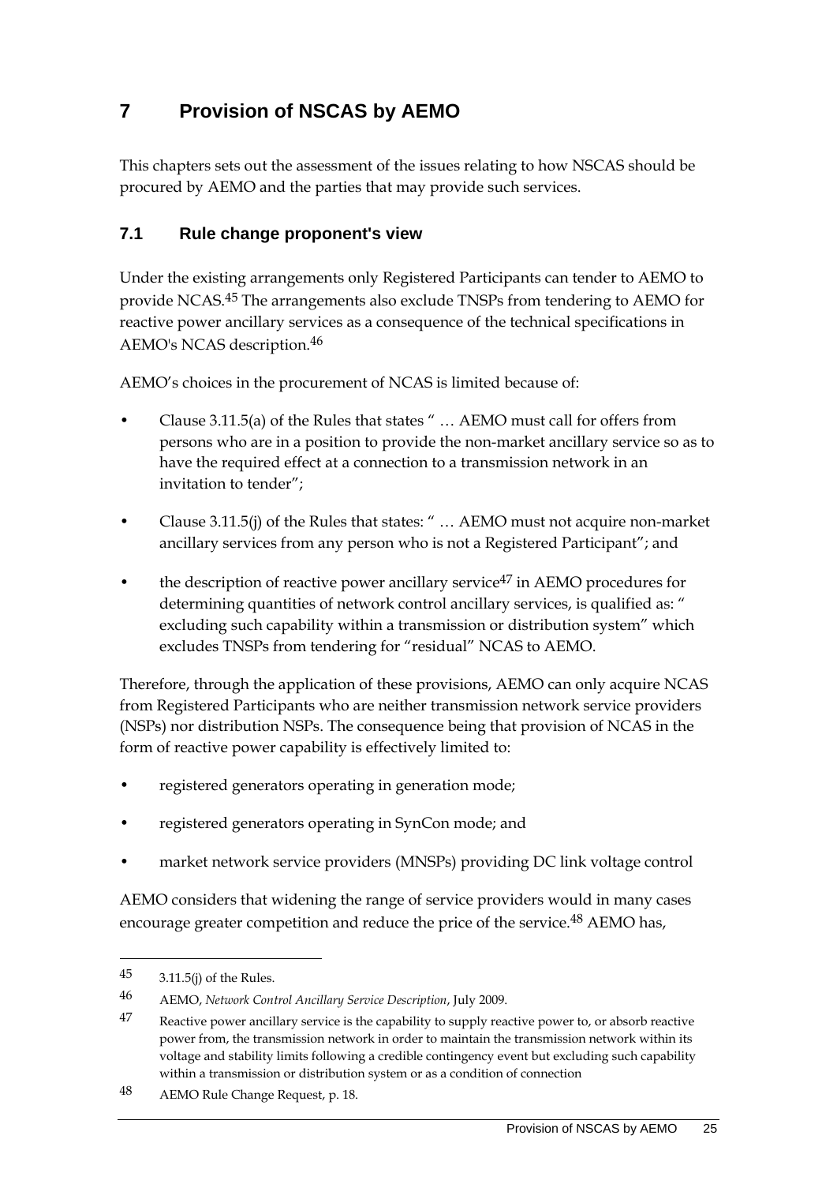# 7 Provision of NSCAS by AEMO

This chapters sets out the assessment of the issues relating to how NSCAS should be procured by AEMO and the parties that may provide such services.

## 7.1 Rule change proponent's view

Under the existing arrangements only Registered Participants can tender to AEMO to provide NCAS.[45] The arrangements also exclude TNSPs from tendering to AEMO for reactive power ancillary services as a consequence of the technical specifications in AEMO's NCAS description.[46]

AEMO’s choices in the procurement of NCAS is limited because of:

- Clause 3.11.5(a) of the Rules that states “ … AEMO must call for offers from persons who are in a position to provide the non-market ancillary service so as to have the required effect at a connection to a transmission network in an invitation to tender”;
- Clause 3.11.5(j) of the Rules that states: “ … AEMO must not acquire non-market ancillary services from any person who is not a Registered Participant”; and
- the description of reactive power ancillary service[47] in AEMO procedures for determining quantities of network control ancillary services, is qualified as: “ excluding such capability within a transmission or distribution system” which excludes TNSPs from tendering for “residual” NCAS to AEMO.

Therefore, through the application of these provisions, AEMO can only acquire NCAS from Registered Participants who are neither transmission network service providers (NSPs) nor distribution NSPs. The consequence being that provision of NCAS in the form of reactive power capability is effectively limited to:

- registered generators operating in generation mode;
- registered generators operating in SynCon mode; and
- market network service providers (MNSPs) providing DC link voltage control

AEMO considers that widening the range of service providers would in many cases encourage greater competition and reduce the price of the service.[48] AEMO has,

---

[45] 3.11.5(j) of the Rules.

[46] AEMO, *Network Control Ancillary Service Description*, July 2009.

[47] Reactive power ancillary service is the capability to supply reactive power to, or absorb reactive power from, the transmission network in order to maintain the transmission network within its voltage and stability limits following a credible contingency event but excluding such capability within a transmission or distribution system or as a condition of connection

[48] AEMO Rule Change Request, p. 18.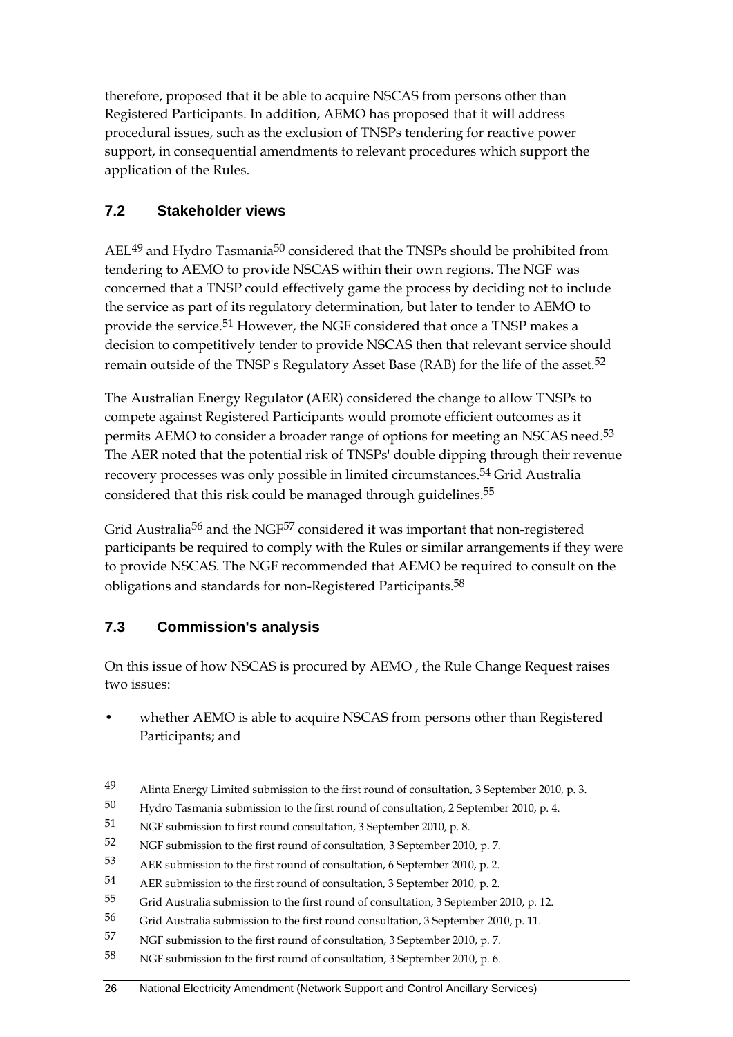therefore, proposed that it be able to acquire NSCAS from persons other than Registered Participants. In addition, AEMO has proposed that it will address procedural issues, such as the exclusion of TNSPs tendering for reactive power support, in consequential amendments to relevant procedures which support the application of the Rules.

## 7.2 Stakeholder views

AEL[49] and Hydro Tasmania[50] considered that the TNSPs should be prohibited from tendering to AEMO to provide NSCAS within their own regions. The NGF was concerned that a TNSP could effectively game the process by deciding not to include the service as part of its regulatory determination, but later to tender to AEMO to provide the service.[51] However, the NGF considered that once a TNSP makes a decision to competitively tender to provide NSCAS then that relevant service should remain outside of the TNSP's Regulatory Asset Base (RAB) for the life of the asset.[52]

The Australian Energy Regulator (AER) considered the change to allow TNSPs to compete against Registered Participants would promote efficient outcomes as it permits AEMO to consider a broader range of options for meeting an NSCAS need.[53] The AER noted that the potential risk of TNSPs' double dipping through their revenue recovery processes was only possible in limited circumstances.[54] Grid Australia considered that this risk could be managed through guidelines.[55]

Grid Australia[56] and the NGF[57] considered it was important that non-registered participants be required to comply with the Rules or similar arrangements if they were to provide NSCAS. The NGF recommended that AEMO be required to consult on the obligations and standards for non-Registered Participants.[58]

## 7.3 Commission's analysis

On this issue of how NSCAS is procured by AEMO , the Rule Change Request raises two issues:

- whether AEMO is able to acquire NSCAS from persons other than Registered Participants; and

---

49 Alinta Energy Limited submission to the first round of consultation, 3 September 2010, p. 3.

50 Hydro Tasmania submission to the first round of consultation, 2 September 2010, p. 4.

51 NGF submission to first round consultation, 3 September 2010, p. 8.

52 NGF submission to the first round of consultation, 3 September 2010, p. 7.

53 AER submission to the first round of consultation, 6 September 2010, p. 2.

54 AER submission to the first round of consultation, 3 September 2010, p. 2.

55 Grid Australia submission to the first round of consultation, 3 September 2010, p. 12.

56 Grid Australia submission to the first round consultation, 3 September 2010, p. 11.

57 NGF submission to the first round of consultation, 3 September 2010, p. 7.

58 NGF submission to the first round of consultation, 3 September 2010, p. 6.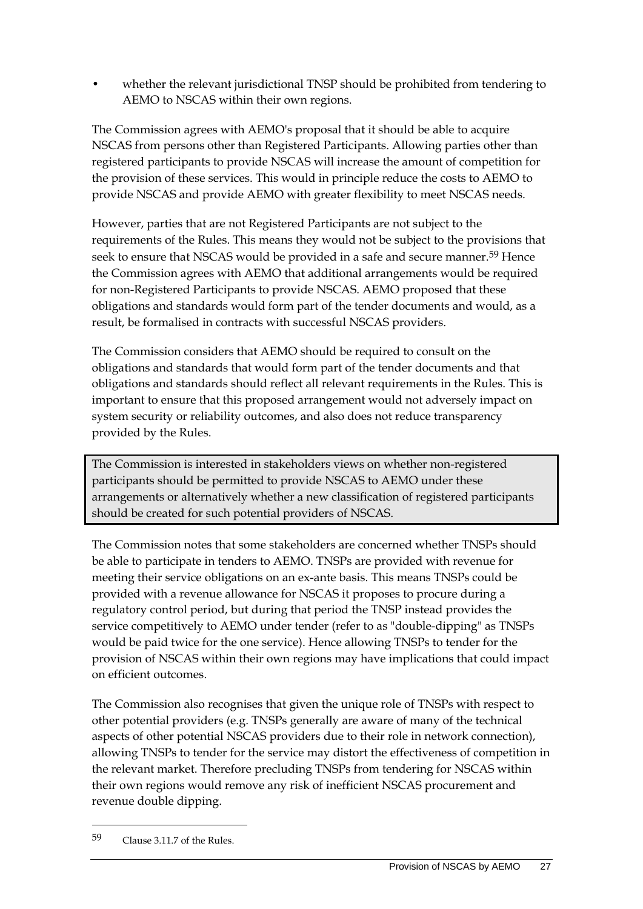- whether the relevant jurisdictional TNSP should be prohibited from tendering to AEMO to NSCAS within their own regions.

The Commission agrees with AEMO's proposal that it should be able to acquire NSCAS from persons other than Registered Participants. Allowing parties other than registered participants to provide NSCAS will increase the amount of competition for the provision of these services. This would in principle reduce the costs to AEMO to provide NSCAS and provide AEMO with greater flexibility to meet NSCAS needs.

However, parties that are not Registered Participants are not subject to the requirements of the Rules. This means they would not be subject to the provisions that seek to ensure that NSCAS would be provided in a safe and secure manner.[59] Hence the Commission agrees with AEMO that additional arrangements would be required for non-Registered Participants to provide NSCAS. AEMO proposed that these obligations and standards would form part of the tender documents and would, as a result, be formalised in contracts with successful NSCAS providers.

The Commission considers that AEMO should be required to consult on the obligations and standards that would form part of the tender documents and that obligations and standards should reflect all relevant requirements in the Rules. This is important to ensure that this proposed arrangement would not adversely impact on system security or reliability outcomes, and also does not reduce transparency provided by the Rules.

> The Commission is interested in stakeholders views on whether non-registered participants should be permitted to provide NSCAS to AEMO under these arrangements or alternatively whether a new classification of registered participants should be created for such potential providers of NSCAS.

The Commission notes that some stakeholders are concerned whether TNSPs should be able to participate in tenders to AEMO. TNSPs are provided with revenue for meeting their service obligations on an ex-ante basis. This means TNSPs could be provided with a revenue allowance for NSCAS it proposes to procure during a regulatory control period, but during that period the TNSP instead provides the service competitively to AEMO under tender (refer to as "double-dipping" as TNSPs would be paid twice for the one service). Hence allowing TNSPs to tender for the provision of NSCAS within their own regions may have implications that could impact on efficient outcomes.

The Commission also recognises that given the unique role of TNSPs with respect to other potential providers (e.g. TNSPs generally are aware of many of the technical aspects of other potential NSCAS providers due to their role in network connection), allowing TNSPs to tender for the service may distort the effectiveness of competition in the relevant market. Therefore precluding TNSPs from tendering for NSCAS within their own regions would remove any risk of inefficient NSCAS procurement and revenue double dipping.

---

59 Clause 3.11.7 of the Rules.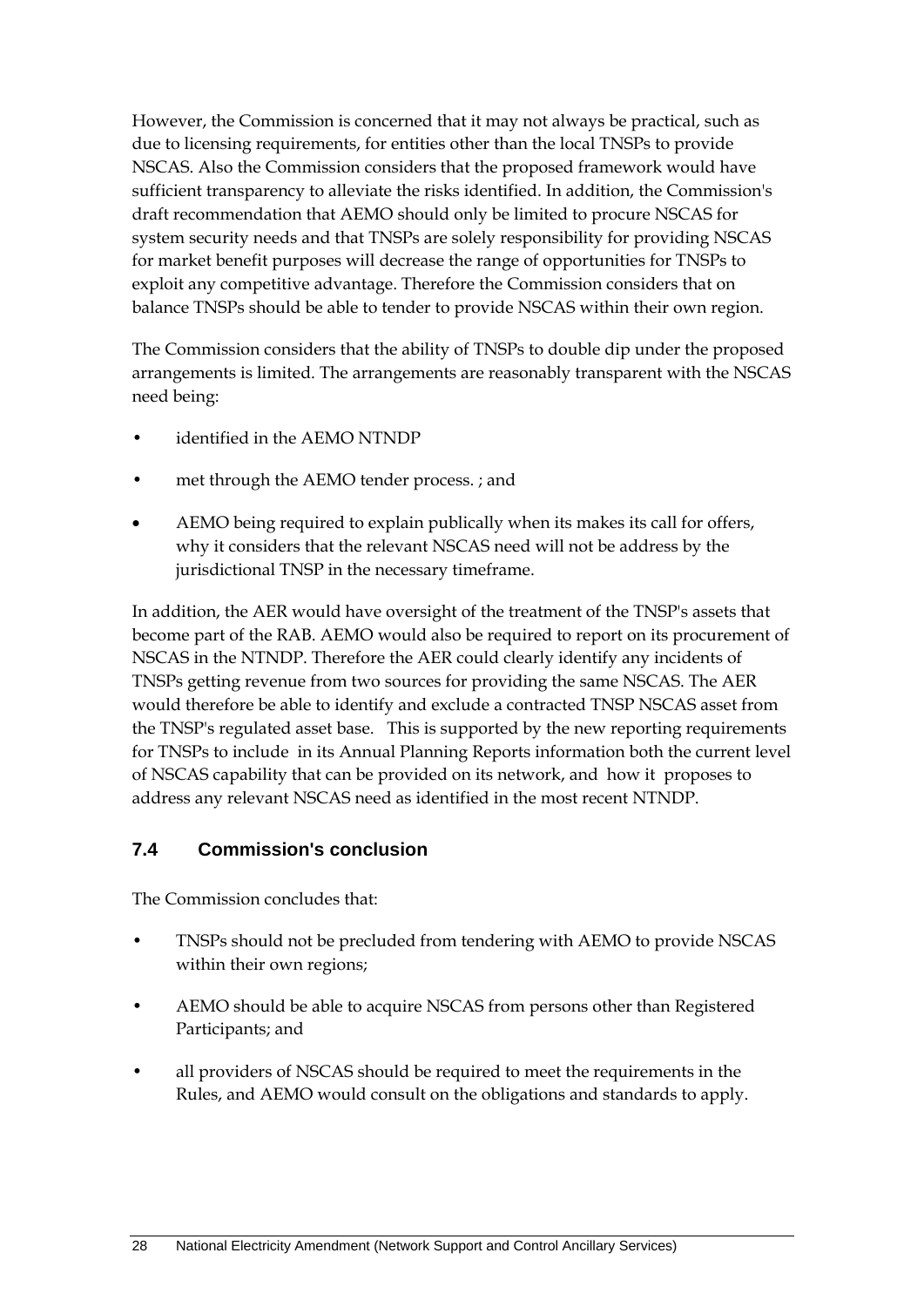However, the Commission is concerned that it may not always be practical, such as due to licensing requirements, for entities other than the local TNSPs to provide NSCAS. Also the Commission considers that the proposed framework would have sufficient transparency to alleviate the risks identified. In addition, the Commission's draft recommendation that AEMO should only be limited to procure NSCAS for system security needs and that TNSPs are solely responsibility for providing NSCAS for market benefit purposes will decrease the range of opportunities for TNSPs to exploit any competitive advantage. Therefore the Commission considers that on balance TNSPs should be able to tender to provide NSCAS within their own region.

The Commission considers that the ability of TNSPs to double dip under the proposed arrangements is limited. The arrangements are reasonably transparent with the NSCAS need being:

- identified in the AEMO NTNDP
- met through the AEMO tender process. ; and
- AEMO being required to explain publically when its makes its call for offers, why it considers that the relevant NSCAS need will not be address by the jurisdictional TNSP in the necessary timeframe.

In addition, the AER would have oversight of the treatment of the TNSP's assets that become part of the RAB. AEMO would also be required to report on its procurement of NSCAS in the NTNDP. Therefore the AER could clearly identify any incidents of TNSPs getting revenue from two sources for providing the same NSCAS. The AER would therefore be able to identify and exclude a contracted TNSP NSCAS asset from the TNSP's regulated asset base. This is supported by the new reporting requirements for TNSPs to include in its Annual Planning Reports information both the current level of NSCAS capability that can be provided on its network, and how it proposes to address any relevant NSCAS need as identified in the most recent NTNDP.

## 7.4 Commission's conclusion

The Commission concludes that:

- TNSPs should not be precluded from tendering with AEMO to provide NSCAS within their own regions;
- AEMO should be able to acquire NSCAS from persons other than Registered Participants; and
- all providers of NSCAS should be required to meet the requirements in the Rules, and AEMO would consult on the obligations and standards to apply.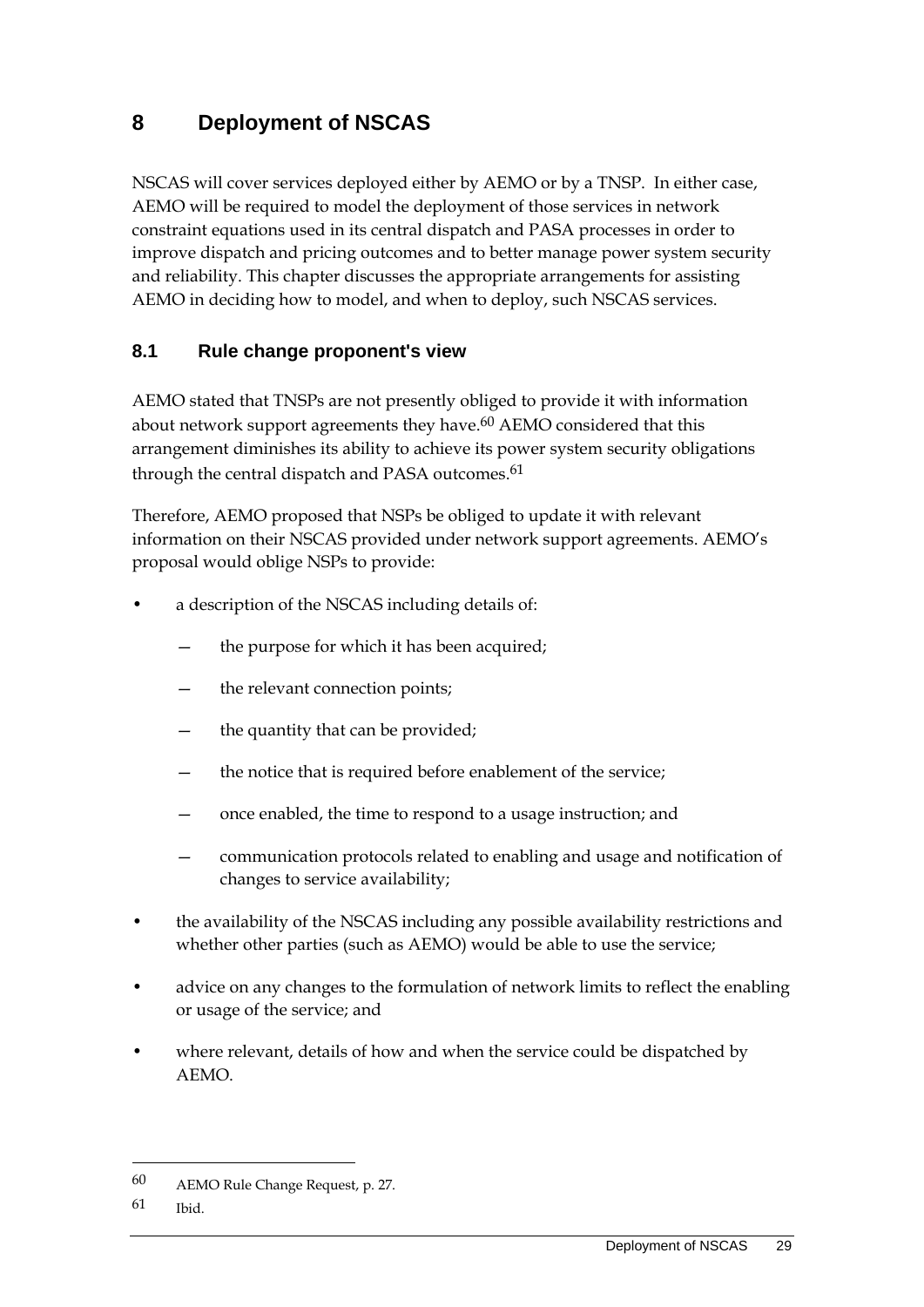# 8 Deployment of NSCAS

NSCAS will cover services deployed either by AEMO or by a TNSP. In either case, AEMO will be required to model the deployment of those services in network constraint equations used in its central dispatch and PASA processes in order to improve dispatch and pricing outcomes and to better manage power system security and reliability. This chapter discusses the appropriate arrangements for assisting AEMO in deciding how to model, and when to deploy, such NSCAS services.

## 8.1 Rule change proponent's view

AEMO stated that TNSPs are not presently obliged to provide it with information about network support agreements they have.[60] AEMO considered that this arrangement diminishes its ability to achieve its power system security obligations through the central dispatch and PASA outcomes.[61]

Therefore, AEMO proposed that NSPs be obliged to update it with relevant information on their NSCAS provided under network support agreements. AEMO's proposal would oblige NSPs to provide:

- a description of the NSCAS including details of:
  - the purpose for which it has been acquired;
  - the relevant connection points;
  - the quantity that can be provided;
  - the notice that is required before enablement of the service;
  - once enabled, the time to respond to a usage instruction; and
  - communication protocols related to enabling and usage and notification of changes to service availability;
- the availability of the NSCAS including any possible availability restrictions and whether other parties (such as AEMO) would be able to use the service;
- advice on any changes to the formulation of network limits to reflect the enabling or usage of the service; and
- where relevant, details of how and when the service could be dispatched by AEMO.

---

60 AEMO Rule Change Request, p. 27.

61 Ibid.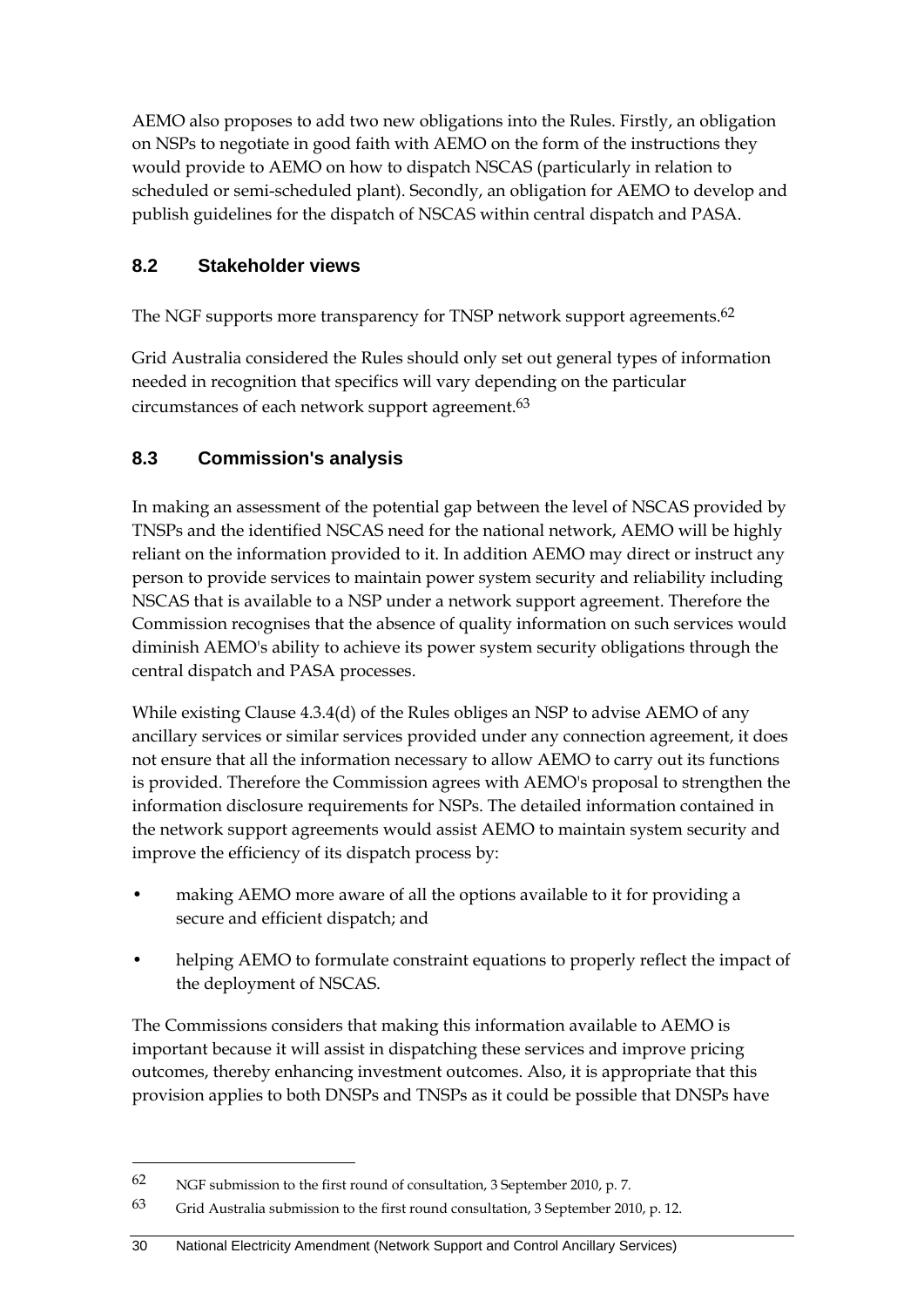AEMO also proposes to add two new obligations into the Rules. Firstly, an obligation on NSPs to negotiate in good faith with AEMO on the form of the instructions they would provide to AEMO on how to dispatch NSCAS (particularly in relation to scheduled or semi-scheduled plant). Secondly, an obligation for AEMO to develop and publish guidelines for the dispatch of NSCAS within central dispatch and PASA.

## 8.2 Stakeholder views

The NGF supports more transparency for TNSP network support agreements.[62]

Grid Australia considered the Rules should only set out general types of information needed in recognition that specifics will vary depending on the particular circumstances of each network support agreement.[63]

## 8.3 Commission's analysis

In making an assessment of the potential gap between the level of NSCAS provided by TNSPs and the identified NSCAS need for the national network, AEMO will be highly reliant on the information provided to it. In addition AEMO may direct or instruct any person to provide services to maintain power system security and reliability including NSCAS that is available to a NSP under a network support agreement. Therefore the Commission recognises that the absence of quality information on such services would diminish AEMO's ability to achieve its power system security obligations through the central dispatch and PASA processes.

While existing Clause 4.3.4(d) of the Rules obliges an NSP to advise AEMO of any ancillary services or similar services provided under any connection agreement, it does not ensure that all the information necessary to allow AEMO to carry out its functions is provided. Therefore the Commission agrees with AEMO's proposal to strengthen the information disclosure requirements for NSPs. The detailed information contained in the network support agreements would assist AEMO to maintain system security and improve the efficiency of its dispatch process by:

- making AEMO more aware of all the options available to it for providing a secure and efficient dispatch; and
- helping AEMO to formulate constraint equations to properly reflect the impact of the deployment of NSCAS.

The Commissions considers that making this information available to AEMO is important because it will assist in dispatching these services and improve pricing outcomes, thereby enhancing investment outcomes. Also, it is appropriate that this provision applies to both DNSPs and TNSPs as it could be possible that DNSPs have

---

[62] NGF submission to the first round of consultation, 3 September 2010, p. 7.

[63] Grid Australia submission to the first round consultation, 3 September 2010, p. 12.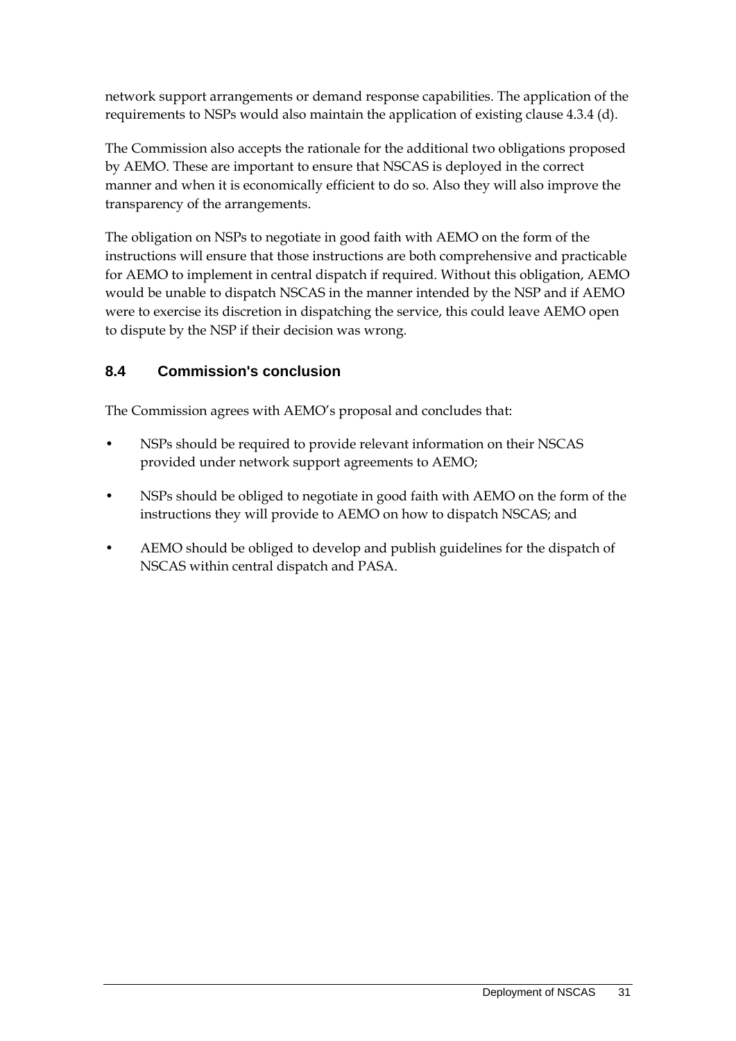network support arrangements or demand response capabilities. The application of the requirements to NSPs would also maintain the application of existing clause 4.3.4 (d).

The Commission also accepts the rationale for the additional two obligations proposed by AEMO. These are important to ensure that NSCAS is deployed in the correct manner and when it is economically efficient to do so. Also they will also improve the transparency of the arrangements.

The obligation on NSPs to negotiate in good faith with AEMO on the form of the instructions will ensure that those instructions are both comprehensive and practicable for AEMO to implement in central dispatch if required. Without this obligation, AEMO would be unable to dispatch NSCAS in the manner intended by the NSP and if AEMO were to exercise its discretion in dispatching the service, this could leave AEMO open to dispute by the NSP if their decision was wrong.

## 8.4 Commission's conclusion

The Commission agrees with AEMO’s proposal and concludes that:

- NSPs should be required to provide relevant information on their NSCAS provided under network support agreements to AEMO;
- NSPs should be obliged to negotiate in good faith with AEMO on the form of the instructions they will provide to AEMO on how to dispatch NSCAS; and
- AEMO should be obliged to develop and publish guidelines for the dispatch of NSCAS within central dispatch and PASA.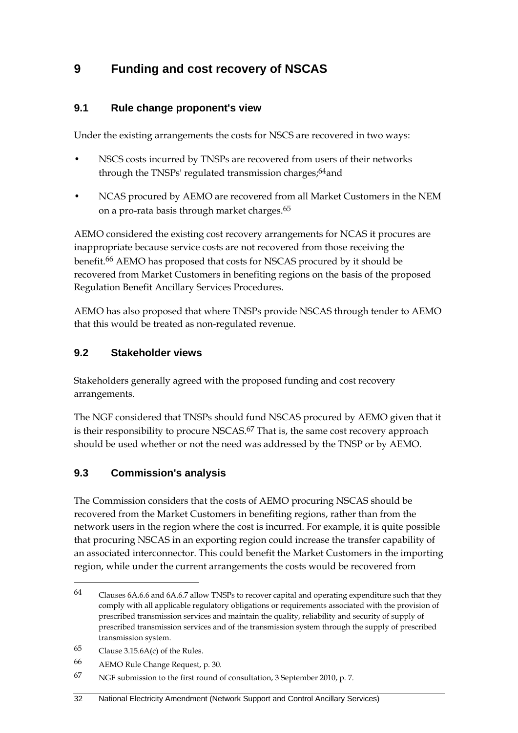# 9 Funding and cost recovery of NSCAS

## 9.1 Rule change proponent's view

Under the existing arrangements the costs for NSCS are recovered in two ways:

- NSCS costs incurred by TNSPs are recovered from users of their networks through the TNSPs' regulated transmission charges;[64]and
- NCAS procured by AEMO are recovered from all Market Customers in the NEM on a pro-rata basis through market charges.[65]

AEMO considered the existing cost recovery arrangements for NCAS it procures are inappropriate because service costs are not recovered from those receiving the benefit.[66] AEMO has proposed that costs for NSCAS procured by it should be recovered from Market Customers in benefiting regions on the basis of the proposed Regulation Benefit Ancillary Services Procedures.

AEMO has also proposed that where TNSPs provide NSCAS through tender to AEMO that this would be treated as non-regulated revenue.

## 9.2 Stakeholder views

Stakeholders generally agreed with the proposed funding and cost recovery arrangements.

The NGF considered that TNSPs should fund NSCAS procured by AEMO given that it is their responsibility to procure NSCAS.[67] That is, the same cost recovery approach should be used whether or not the need was addressed by the TNSP or by AEMO.

## 9.3 Commission's analysis

The Commission considers that the costs of AEMO procuring NSCAS should be recovered from the Market Customers in benefiting regions, rather than from the network users in the region where the cost is incurred. For example, it is quite possible that procuring NSCAS in an exporting region could increase the transfer capability of an associated interconnector. This could benefit the Market Customers in the importing region, while under the current arrangements the costs would be recovered from

---

64 Clauses 6A.6.6 and 6A.6.7 allow TNSPs to recover capital and operating expenditure such that they comply with all applicable regulatory obligations or requirements associated with the provision of prescribed transmission services and maintain the quality, reliability and security of supply of prescribed transmission services and of the transmission system through the supply of prescribed transmission system.

65 Clause 3.15.6A(c) of the Rules.

66 AEMO Rule Change Request, p. 30.

67 NGF submission to the first round of consultation, 3 September 2010, p. 7.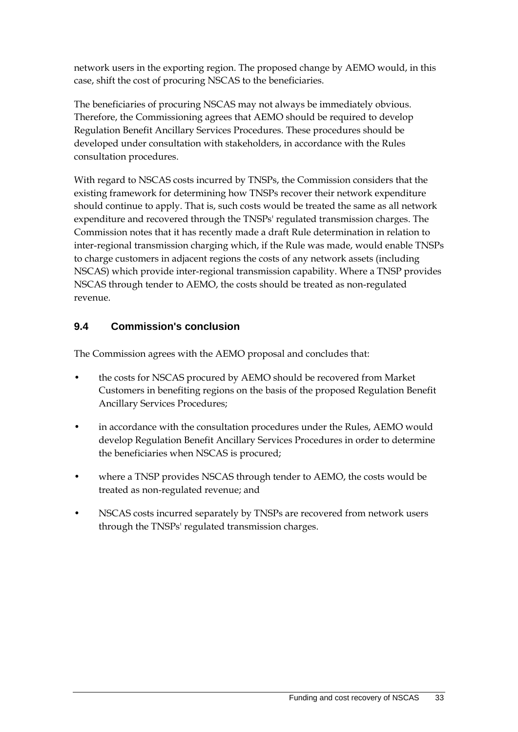network users in the exporting region. The proposed change by AEMO would, in this case, shift the cost of procuring NSCAS to the beneficiaries.

The beneficiaries of procuring NSCAS may not always be immediately obvious. Therefore, the Commissioning agrees that AEMO should be required to develop Regulation Benefit Ancillary Services Procedures. These procedures should be developed under consultation with stakeholders, in accordance with the Rules consultation procedures.

With regard to NSCAS costs incurred by TNSPs, the Commission considers that the existing framework for determining how TNSPs recover their network expenditure should continue to apply. That is, such costs would be treated the same as all network expenditure and recovered through the TNSPs' regulated transmission charges. The Commission notes that it has recently made a draft Rule determination in relation to inter-regional transmission charging which, if the Rule was made, would enable TNSPs to charge customers in adjacent regions the costs of any network assets (including NSCAS) which provide inter-regional transmission capability. Where a TNSP provides NSCAS through tender to AEMO, the costs should be treated as non-regulated revenue.

## 9.4 Commission's conclusion

The Commission agrees with the AEMO proposal and concludes that:

- the costs for NSCAS procured by AEMO should be recovered from Market Customers in benefiting regions on the basis of the proposed Regulation Benefit Ancillary Services Procedures;
- in accordance with the consultation procedures under the Rules, AEMO would develop Regulation Benefit Ancillary Services Procedures in order to determine the beneficiaries when NSCAS is procured;
- where a TNSP provides NSCAS through tender to AEMO, the costs would be treated as non-regulated revenue; and
- NSCAS costs incurred separately by TNSPs are recovered from network users through the TNSPs' regulated transmission charges.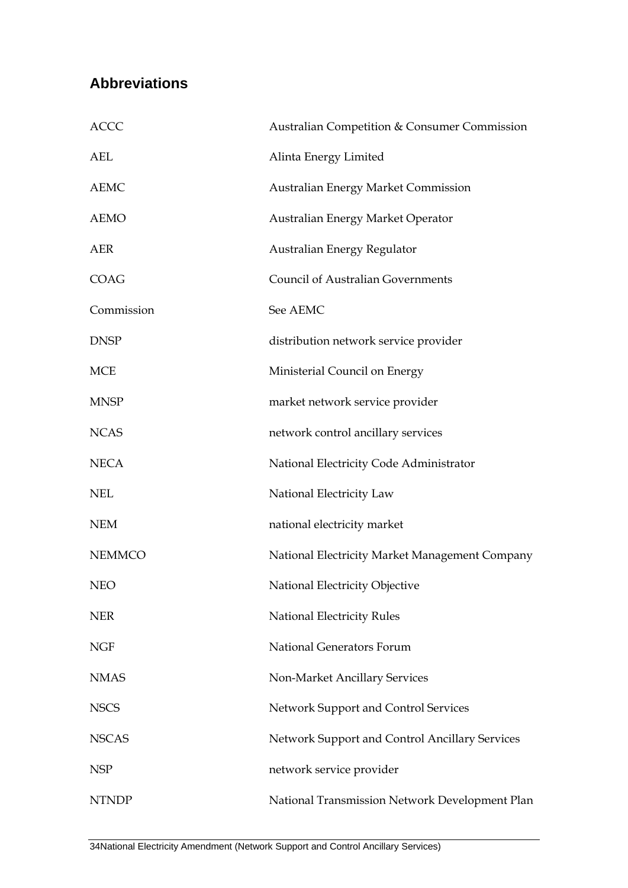## Abbreviations

| | |
|---|---|
| ACCC | Australian Competition & Consumer Commission |
| AEL | Alinta Energy Limited |
| AEMC | Australian Energy Market Commission |
| AEMO | Australian Energy Market Operator |
| AER | Australian Energy Regulator |
| COAG | Council of Australian Governments |
| Commission | See AEMC |
| DNSP | distribution network service provider |
| MCE | Ministerial Council on Energy |
| MNSP | market network service provider |
| NCAS | network control ancillary services |
| NECA | National Electricity Code Administrator |
| NEL | National Electricity Law |
| NEM | national electricity market |
| NEMMCO | National Electricity Market Management Company |
| NEO | National Electricity Objective |
| NER | National Electricity Rules |
| NGF | National Generators Forum |
| NMAS | Non-Market Ancillary Services |
| NSCS | Network Support and Control Services |
| NSCAS | Network Support and Control Ancillary Services |
| NSP | network service provider |
| NTNDP | National Transmission Network Development Plan |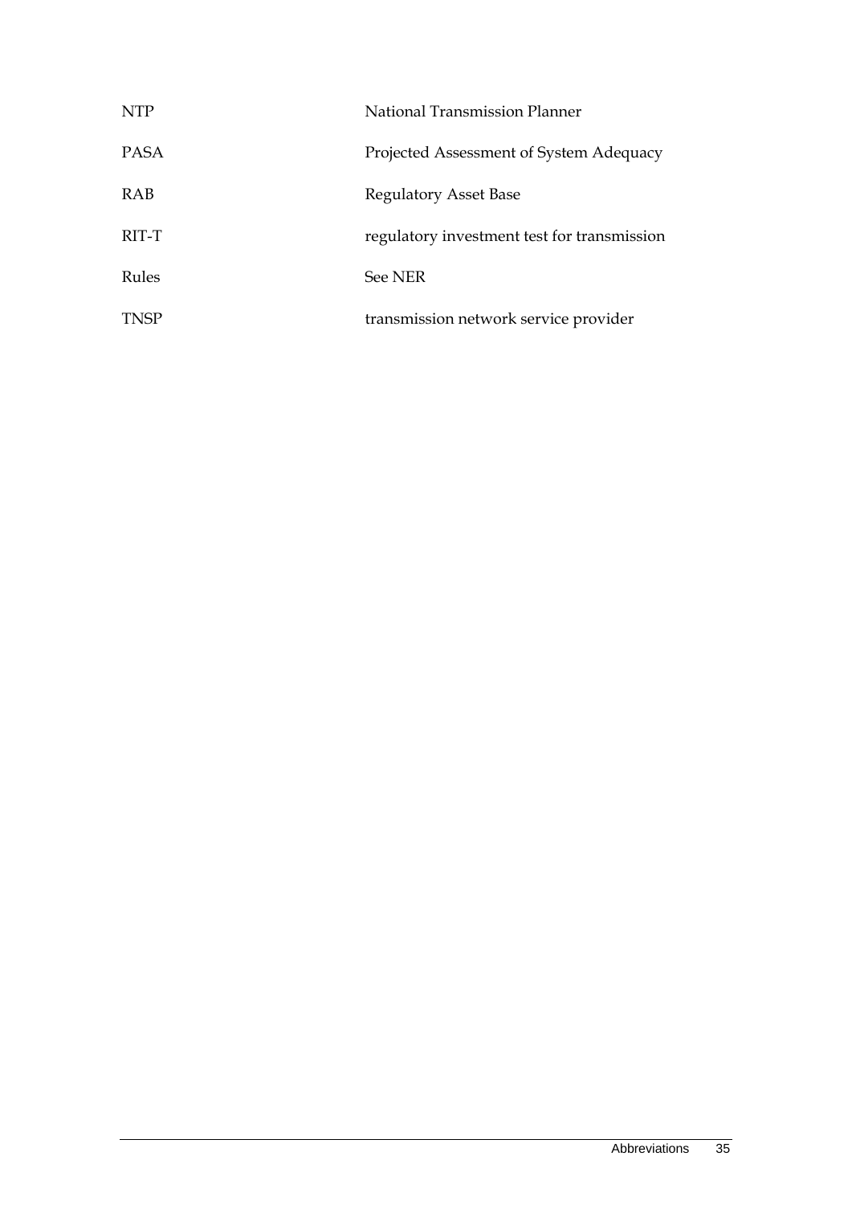| | |
|---|---|
| NTP | National Transmission Planner |
| PASA | Projected Assessment of System Adequacy |
| RAB | Regulatory Asset Base |
| RIT-T | regulatory investment test for transmission |
| Rules | See NER |
| TNSP | transmission network service provider |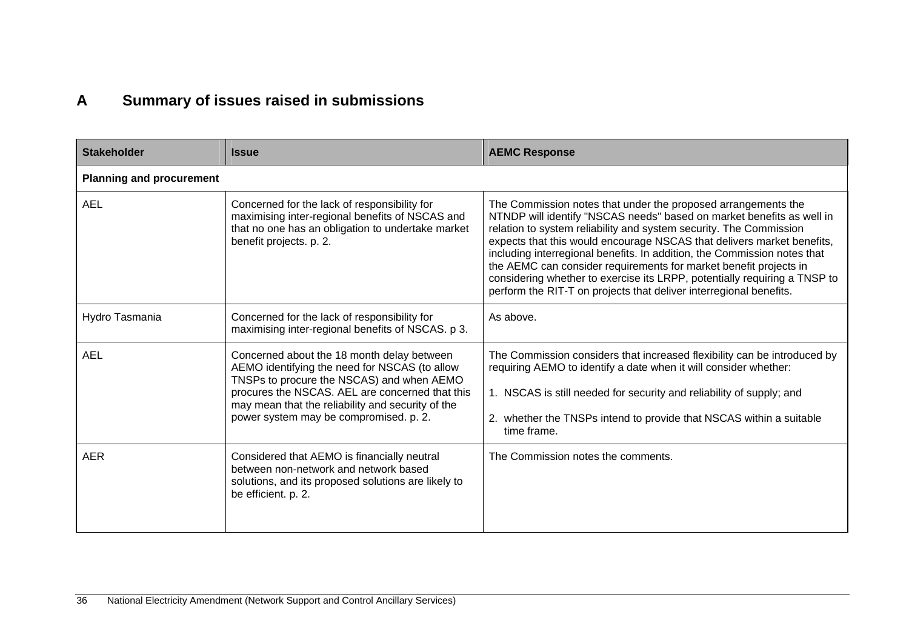# A Summary of issues raised in submissions

| Stakeholder | Issue | AEMC Response |
|---|---|---|
| **Planning and procurement** | | |
| AEL | Concerned for the lack of responsibility for maximising inter-regional benefits of NSCAS and that no one has an obligation to undertake market benefit projects. p. 2. | The Commission notes that under the proposed arrangements the NTNDP will identify "NSCAS needs" based on market benefits as well in relation to system reliability and system security. The Commission expects that this would encourage NSCAS that delivers market benefits, including interregional benefits. In addition, the Commission notes that the AEMC can consider requirements for market benefit projects in considering whether to exercise its LRPP, potentially requiring a TNSP to perform the RIT-T on projects that deliver interregional benefits. |
| Hydro Tasmania | Concerned for the lack of responsibility for maximising inter-regional benefits of NSCAS. p 3. | As above. |
| AEL | Concerned about the 18 month delay between AEMO identifying the need for NSCAS (to allow TNSPs to procure the NSCAS) and when AEMO procures the NSCAS. AEL are concerned that this may mean that the reliability and security of the power system may be compromised. p. 2. | The Commission considers that increased flexibility can be introduced by requiring AEMO to identify a date when it will consider whether:<br><br>1. NSCAS is still needed for security and reliability of supply; and<br><br>2. whether the TNSPs intend to provide that NSCAS within a suitable time frame. |
| AER | Considered that AEMO is financially neutral between non-network and network based solutions, and its proposed solutions are likely to be efficient. p. 2. | The Commission notes the comments. |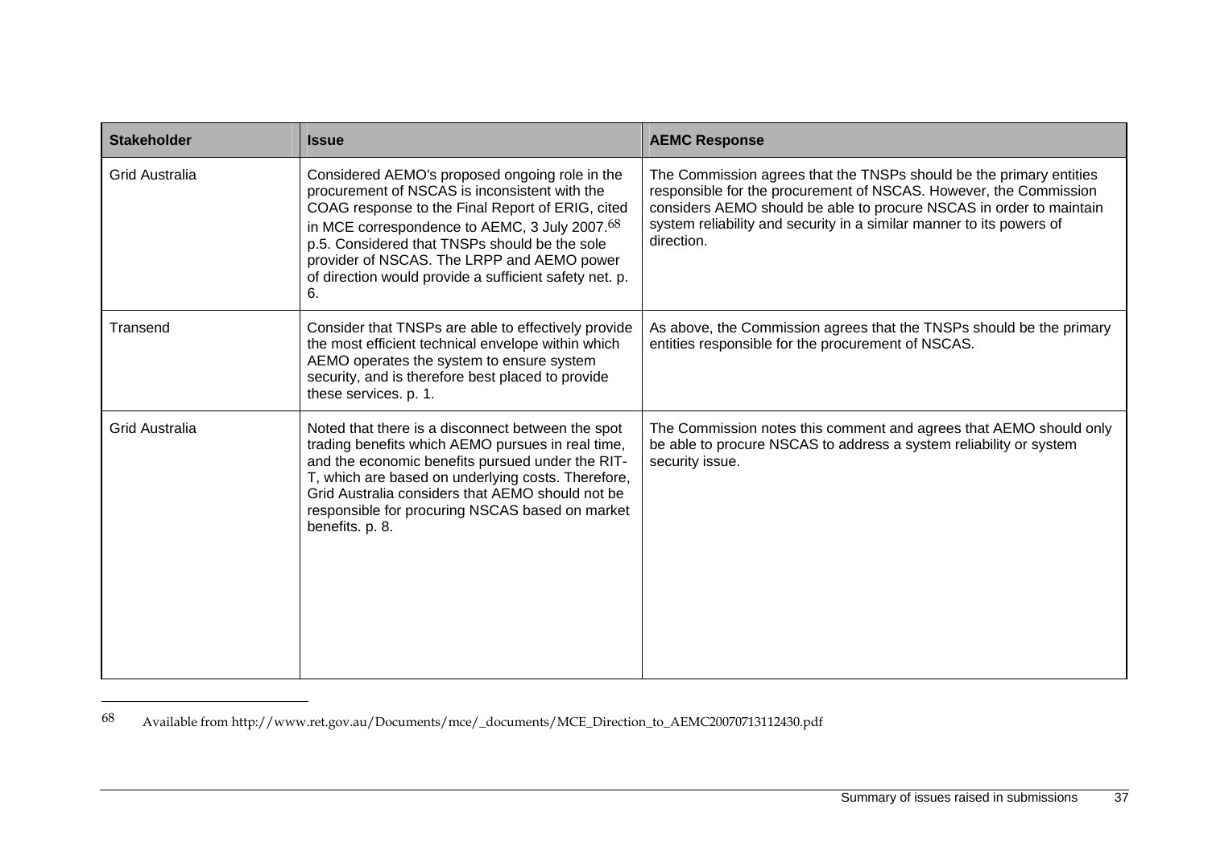| Stakeholder | Issue | AEMC Response |
| --- | --- | --- |
| Grid Australia | Considered AEMO's proposed ongoing role in the procurement of NSCAS is inconsistent with the COAG response to the Final Report of ERIG, cited in MCE correspondence to AEMC, 3 July 2007.[68] p.5. Considered that TNSPs should be the sole provider of NSCAS. The LRPP and AEMO power of direction would provide a sufficient safety net. p. 6. | The Commission agrees that the TNSPs should be the primary entities responsible for the procurement of NSCAS. However, the Commission considers AEMO should be able to procure NSCAS in order to maintain system reliability and security in a similar manner to its powers of direction. |
| Transend | Consider that TNSPs are able to effectively provide the most efficient technical envelope within which AEMO operates the system to ensure system security, and is therefore best placed to provide these services. p. 1. | As above, the Commission agrees that the TNSPs should be the primary entities responsible for the procurement of NSCAS. |
| Grid Australia | Noted that there is a disconnect between the spot trading benefits which AEMO pursues in real time, and the economic benefits pursued under the RIT-T, which are based on underlying costs. Therefore, Grid Australia considers that AEMO should not be responsible for procuring NSCAS based on market benefits. p. 8. | The Commission notes this comment and agrees that AEMO should only be able to procure NSCAS to address a system reliability or system security issue. |

[68] Available from http://www.ret.gov.au/Documents/mce/_documents/MCE_Direction_to_AEMC20070713112430.pdf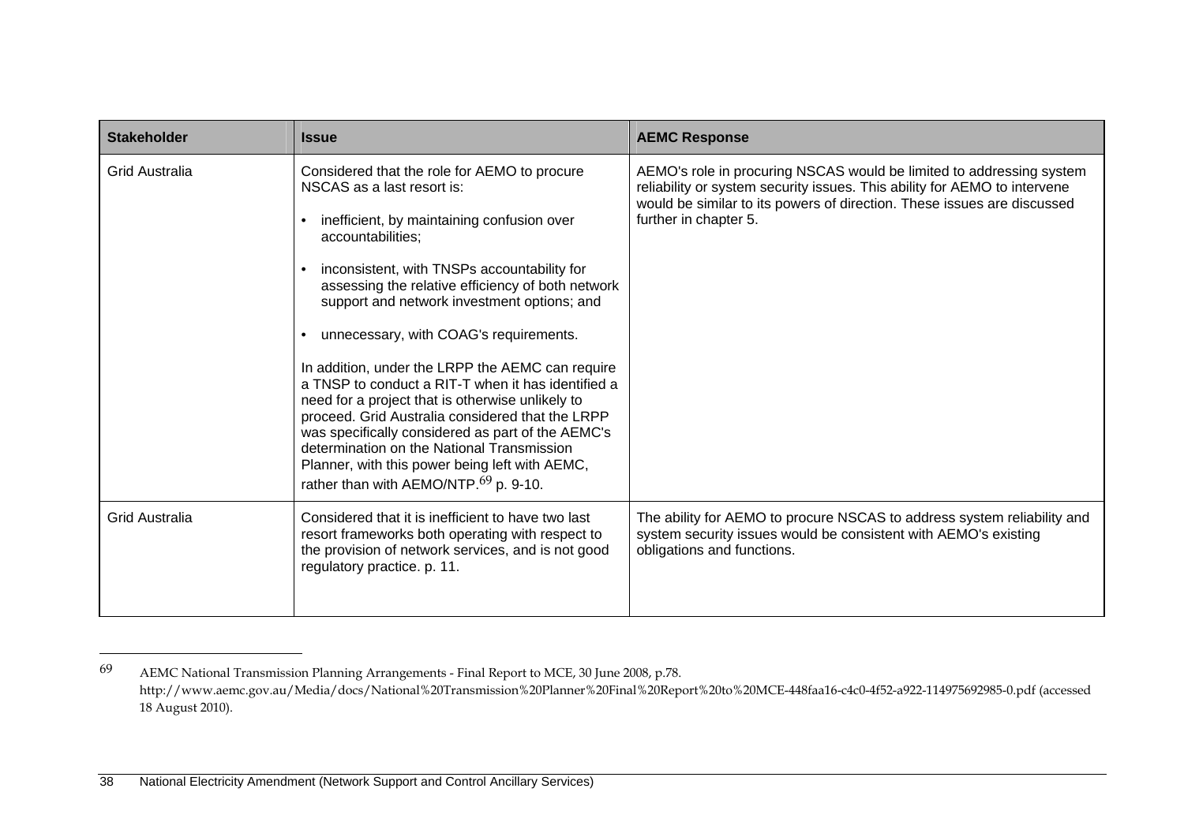| Stakeholder | Issue | AEMC Response |
| --- | --- | --- |
| Grid Australia | Considered that the role for AEMO to procure NSCAS as a last resort is:<br>• inefficient, by maintaining confusion over accountabilities;<br>• inconsistent, with TNSPs accountability for assessing the relative efficiency of both network support and network investment options; and<br>• unnecessary, with COAG's requirements.<br>In addition, under the LRPP the AEMC can require a TNSP to conduct a RIT-T when it has identified a need for a project that is otherwise unlikely to proceed. Grid Australia considered that the LRPP was specifically considered as part of the AEMC's determination on the National Transmission Planner, with this power being left with AEMC, rather than with AEMO/NTP.[69] p. 9-10. | AEMO's role in procuring NSCAS would be limited to addressing system reliability or system security issues. This ability for AEMO to intervene would be similar to its powers of direction. These issues are discussed further in chapter 5. |
| Grid Australia | Considered that it is inefficient to have two last resort frameworks both operating with respect to the provision of network services, and is not good regulatory practice. p. 11. | The ability for AEMO to procure NSCAS to address system reliability and system security issues would be consistent with AEMO's existing obligations and functions. |

69 AEMC National Transmission Planning Arrangements - Final Report to MCE, 30 June 2008, p.78. http://www.aemc.gov.au/Media/docs/National%20Transmission%20Planner%20Final%20Report%20to%20MCE-448faa16-c4c0-4f52-a922-114975692985-0.pdf (accessed 18 August 2010).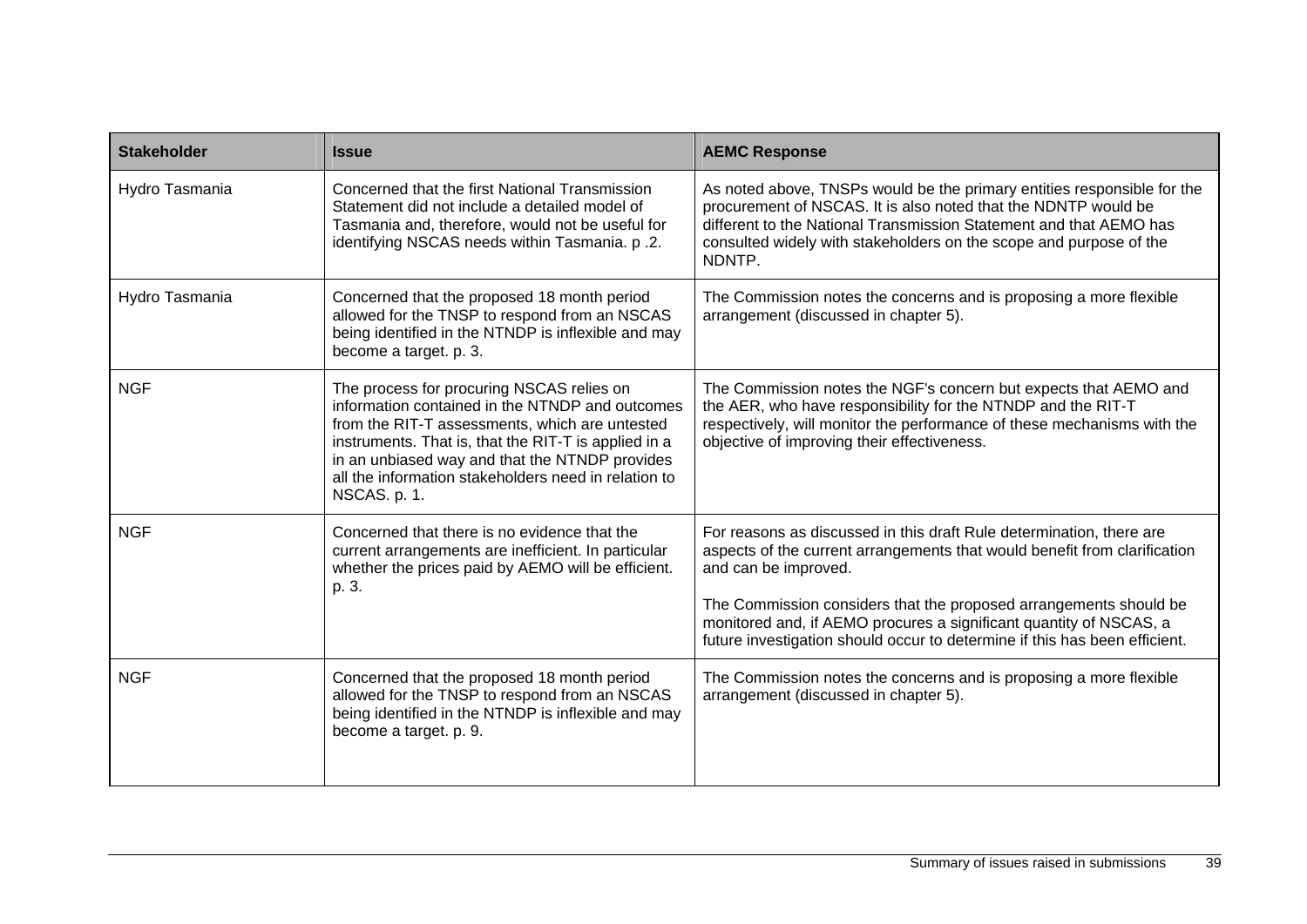| Stakeholder | Issue | AEMC Response |
|---|---|---|
| Hydro Tasmania | Concerned that the first National Transmission Statement did not include a detailed model of Tasmania and, therefore, would not be useful for identifying NSCAS needs within Tasmania. p .2. | As noted above, TNSPs would be the primary entities responsible for the procurement of NSCAS. It is also noted that the NDNTP would be different to the National Transmission Statement and that AEMO has consulted widely with stakeholders on the scope and purpose of the NDNTP. |
| Hydro Tasmania | Concerned that the proposed 18 month period allowed for the TNSP to respond from an NSCAS being identified in the NTNDP is inflexible and may become a target. p. 3. | The Commission notes the concerns and is proposing a more flexible arrangement (discussed in chapter 5). |
| NGF | The process for procuring NSCAS relies on information contained in the NTNDP and outcomes from the RIT-T assessments, which are untested instruments. That is, that the RIT-T is applied in a in an unbiased way and that the NTNDP provides all the information stakeholders need in relation to NSCAS. p. 1. | The Commission notes the NGF's concern but expects that AEMO and the AER, who have responsibility for the NTNDP and the RIT-T respectively, will monitor the performance of these mechanisms with the objective of improving their effectiveness. |
| NGF | Concerned that there is no evidence that the current arrangements are inefficient. In particular whether the prices paid by AEMO will be efficient. p. 3. | For reasons as discussed in this draft Rule determination, there are aspects of the current arrangements that would benefit from clarification and can be improved.<br><br>The Commission considers that the proposed arrangements should be monitored and, if AEMO procures a significant quantity of NSCAS, a future investigation should occur to determine if this has been efficient. |
| NGF | Concerned that the proposed 18 month period allowed for the TNSP to respond from an NSCAS being identified in the NTNDP is inflexible and may become a target. p. 9. | The Commission notes the concerns and is proposing a more flexible arrangement (discussed in chapter 5). |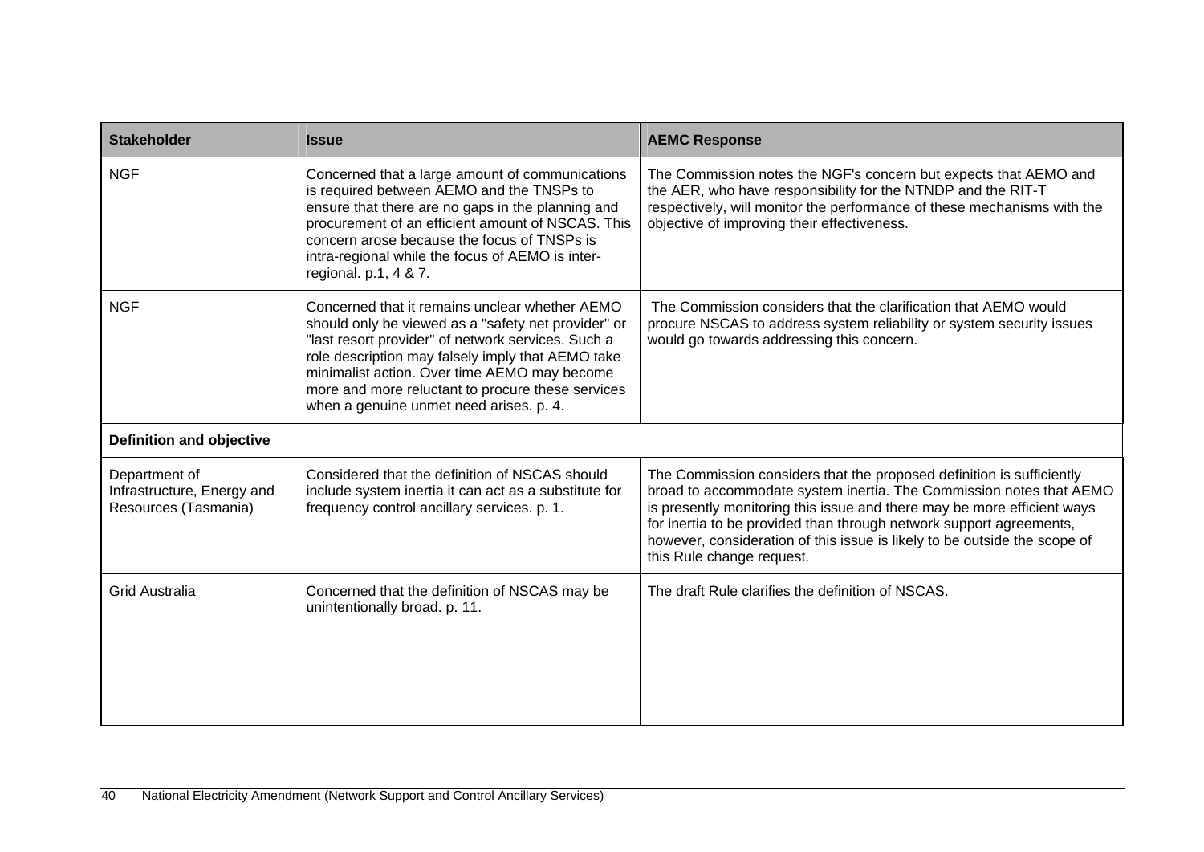| Stakeholder | Issue | AEMC Response |
| --- | --- | --- |
| NGF | Concerned that a large amount of communications is required between AEMO and the TNSPs to ensure that there are no gaps in the planning and procurement of an efficient amount of NSCAS. This concern arose because the focus of TNSPs is intra-regional while the focus of AEMO is inter-regional. p.1, 4 & 7. | The Commission notes the NGF's concern but expects that AEMO and the AER, who have responsibility for the NTNDP and the RIT-T respectively, will monitor the performance of these mechanisms with the objective of improving their effectiveness. |
| NGF | Concerned that it remains unclear whether AEMO should only be viewed as a "safety net provider" or "last resort provider" of network services. Such a role description may falsely imply that AEMO take minimalist action. Over time AEMO may become more and more reluctant to procure these services when a genuine unmet need arises. p. 4. | The Commission considers that the clarification that AEMO would procure NSCAS to address system reliability or system security issues would go towards addressing this concern. |
| **Definition and objective** | | |
| Department of Infrastructure, Energy and Resources (Tasmania) | Considered that the definition of NSCAS should include system inertia it can act as a substitute for frequency control ancillary services. p. 1. | The Commission considers that the proposed definition is sufficiently broad to accommodate system inertia. The Commission notes that AEMO is presently monitoring this issue and there may be more efficient ways for inertia to be provided than through network support agreements, however, consideration of this issue is likely to be outside the scope of this Rule change request. |
| Grid Australia | Concerned that the definition of NSCAS may be unintentionally broad. p. 11. | The draft Rule clarifies the definition of NSCAS. |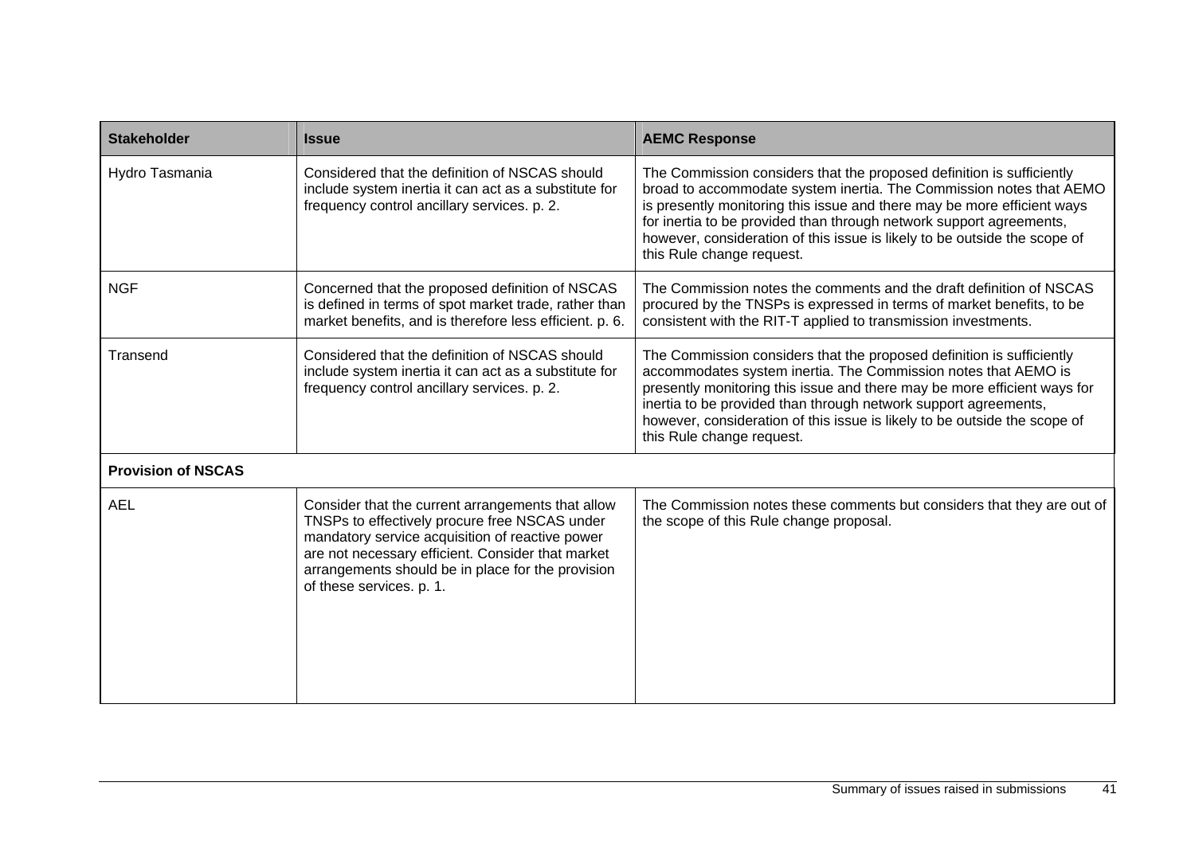| Stakeholder | Issue | AEMC Response |
|---|---|---|
| Hydro Tasmania | Considered that the definition of NSCAS should include system inertia it can act as a substitute for frequency control ancillary services. p. 2. | The Commission considers that the proposed definition is sufficiently broad to accommodate system inertia. The Commission notes that AEMO is presently monitoring this issue and there may be more efficient ways for inertia to be provided than through network support agreements, however, consideration of this issue is likely to be outside the scope of this Rule change request. |
| NGF | Concerned that the proposed definition of NSCAS is defined in terms of spot market trade, rather than market benefits, and is therefore less efficient. p. 6. | The Commission notes the comments and the draft definition of NSCAS procured by the TNSPs is expressed in terms of market benefits, to be consistent with the RIT-T applied to transmission investments. |
| Transend | Considered that the definition of NSCAS should include system inertia it can act as a substitute for frequency control ancillary services. p. 2. | The Commission considers that the proposed definition is sufficiently accommodates system inertia. The Commission notes that AEMO is presently monitoring this issue and there may be more efficient ways for inertia to be provided than through network support agreements, however, consideration of this issue is likely to be outside the scope of this Rule change request. |
| **Provision of NSCAS** | | |
| AEL | Consider that the current arrangements that allow TNSPs to effectively procure free NSCAS under mandatory service acquisition of reactive power are not necessary efficient. Consider that market arrangements should be in place for the provision of these services. p. 1. | The Commission notes these comments but considers that they are out of the scope of this Rule change proposal. |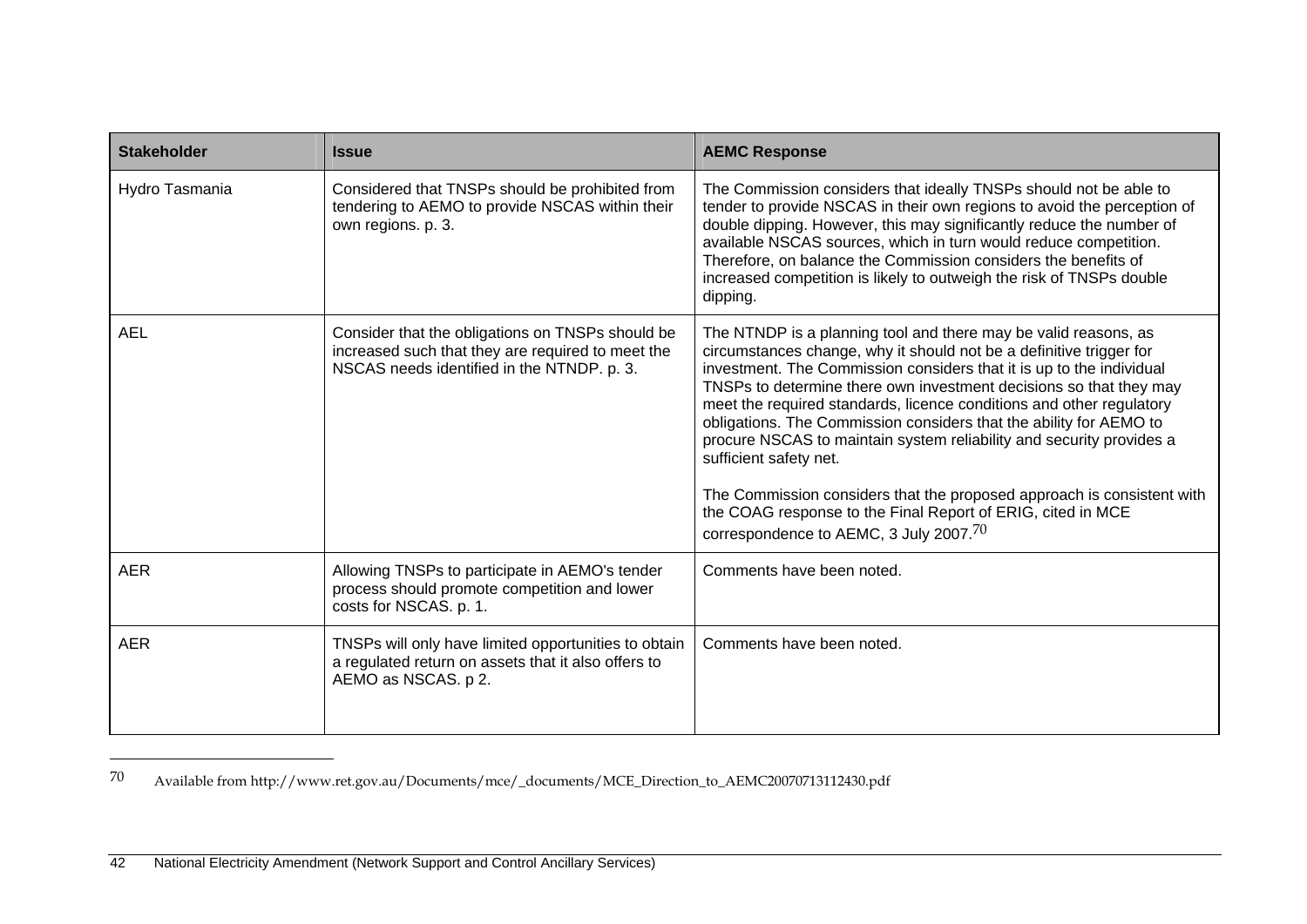| Stakeholder | Issue | AEMC Response |
|---|---|---|
| Hydro Tasmania | Considered that TNSPs should be prohibited from tendering to AEMO to provide NSCAS within their own regions. p. 3. | The Commission considers that ideally TNSPs should not be able to tender to provide NSCAS in their own regions to avoid the perception of double dipping. However, this may significantly reduce the number of available NSCAS sources, which in turn would reduce competition. Therefore, on balance the Commission considers the benefits of increased competition is likely to outweigh the risk of TNSPs double dipping. |
| AEL | Consider that the obligations on TNSPs should be increased such that they are required to meet the NSCAS needs identified in the NTNDP. p. 3. | The NTNDP is a planning tool and there may be valid reasons, as circumstances change, why it should not be a definitive trigger for investment. The Commission considers that it is up to the individual TNSPs to determine there own investment decisions so that they may meet the required standards, licence conditions and other regulatory obligations. The Commission considers that the ability for AEMO to procure NSCAS to maintain system reliability and security provides a sufficient safety net.<br><br>The Commission considers that the proposed approach is consistent with the COAG response to the Final Report of ERIG, cited in MCE correspondence to AEMC, 3 July 2007.[70] |
| AER | Allowing TNSPs to participate in AEMO's tender process should promote competition and lower costs for NSCAS. p. 1. | Comments have been noted. |
| AER | TNSPs will only have limited opportunities to obtain a regulated return on assets that it also offers to AEMO as NSCAS. p 2. | Comments have been noted. |

70 Available from http://www.ret.gov.au/Documents/mce/_documents/MCE_Direction_to_AEMC20070713112430.pdf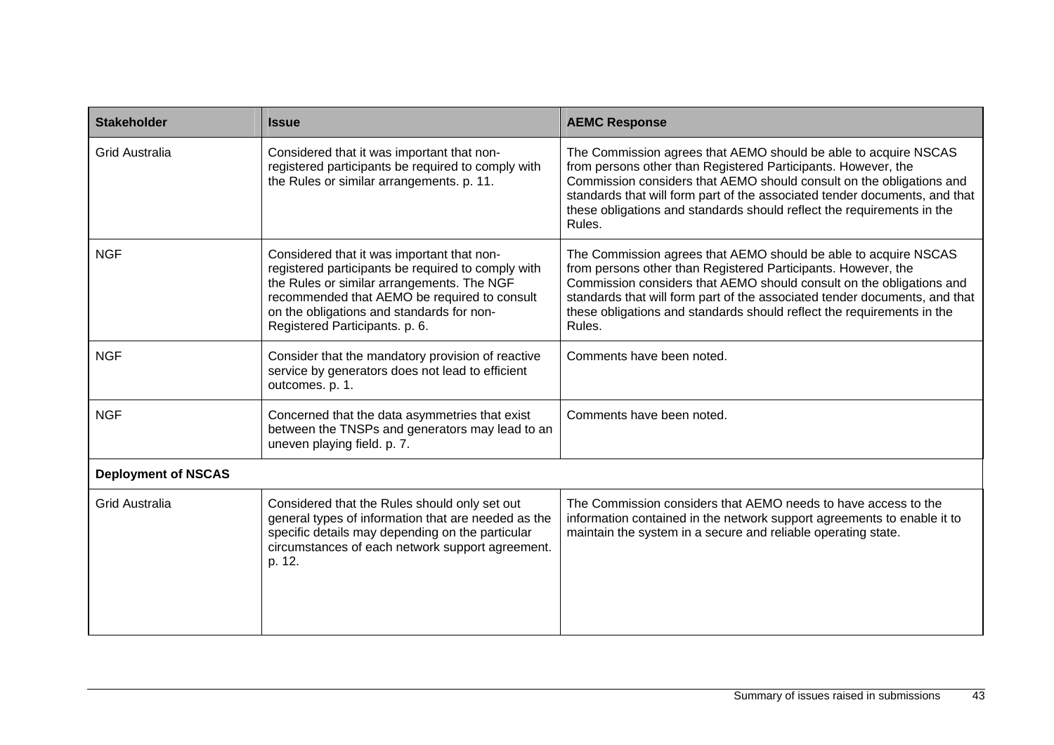| Stakeholder | Issue | AEMC Response |
| --- | --- | --- |
| Grid Australia | Considered that it was important that non-registered participants be required to comply with the Rules or similar arrangements. p. 11. | The Commission agrees that AEMO should be able to acquire NSCAS from persons other than Registered Participants. However, the Commission considers that AEMO should consult on the obligations and standards that will form part of the associated tender documents, and that these obligations and standards should reflect the requirements in the Rules. |
| NGF | Considered that it was important that non-registered participants be required to comply with the Rules or similar arrangements. The NGF recommended that AEMO be required to consult on the obligations and standards for non-Registered Participants. p. 6. | The Commission agrees that AEMO should be able to acquire NSCAS from persons other than Registered Participants. However, the Commission considers that AEMO should consult on the obligations and standards that will form part of the associated tender documents, and that these obligations and standards should reflect the requirements in the Rules. |
| NGF | Consider that the mandatory provision of reactive service by generators does not lead to efficient outcomes. p. 1. | Comments have been noted. |
| NGF | Concerned that the data asymmetries that exist between the TNSPs and generators may lead to an uneven playing field. p. 7. | Comments have been noted. |
| **Deployment of NSCAS** | | |
| Grid Australia | Considered that the Rules should only set out general types of information that are needed as the specific details may depending on the particular circumstances of each network support agreement. p. 12. | The Commission considers that AEMO needs to have access to the information contained in the network support agreements to enable it to maintain the system in a secure and reliable operating state. |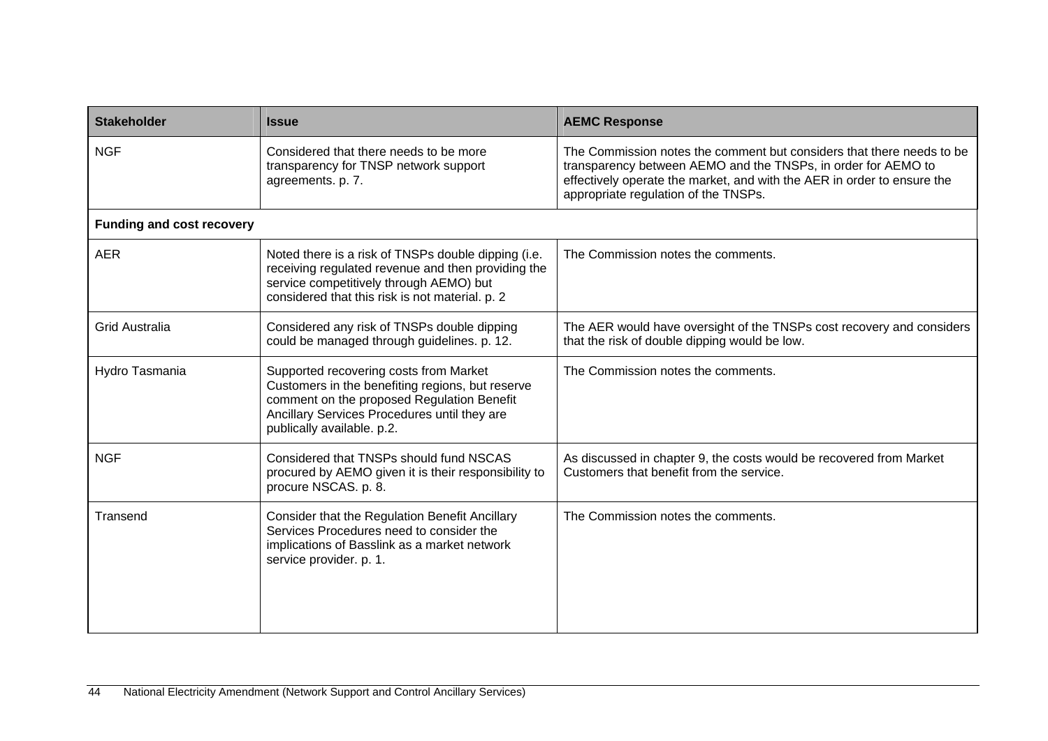| Stakeholder | Issue | AEMC Response |
| --- | --- | --- |
| NGF | Considered that there needs to be more transparency for TNSP network support agreements. p. 7. | The Commission notes the comment but considers that there needs to be transparency between AEMO and the TNSPs, in order for AEMO to effectively operate the market, and with the AER in order to ensure the appropriate regulation of the TNSPs. |
| **Funding and cost recovery** | | |
| AER | Noted there is a risk of TNSPs double dipping (i.e. receiving regulated revenue and then providing the service competitively through AEMO) but considered that this risk is not material. p. 2 | The Commission notes the comments. |
| Grid Australia | Considered any risk of TNSPs double dipping could be managed through guidelines. p. 12. | The AER would have oversight of the TNSPs cost recovery and considers that the risk of double dipping would be low. |
| Hydro Tasmania | Supported recovering costs from Market Customers in the benefiting regions, but reserve comment on the proposed Regulation Benefit Ancillary Services Procedures until they are publically available. p.2. | The Commission notes the comments. |
| NGF | Considered that TNSPs should fund NSCAS procured by AEMO given it is their responsibility to procure NSCAS. p. 8. | As discussed in chapter 9, the costs would be recovered from Market Customers that benefit from the service. |
| Transend | Consider that the Regulation Benefit Ancillary Services Procedures need to consider the implications of Basslink as a market network service provider. p. 1. | The Commission notes the comments. |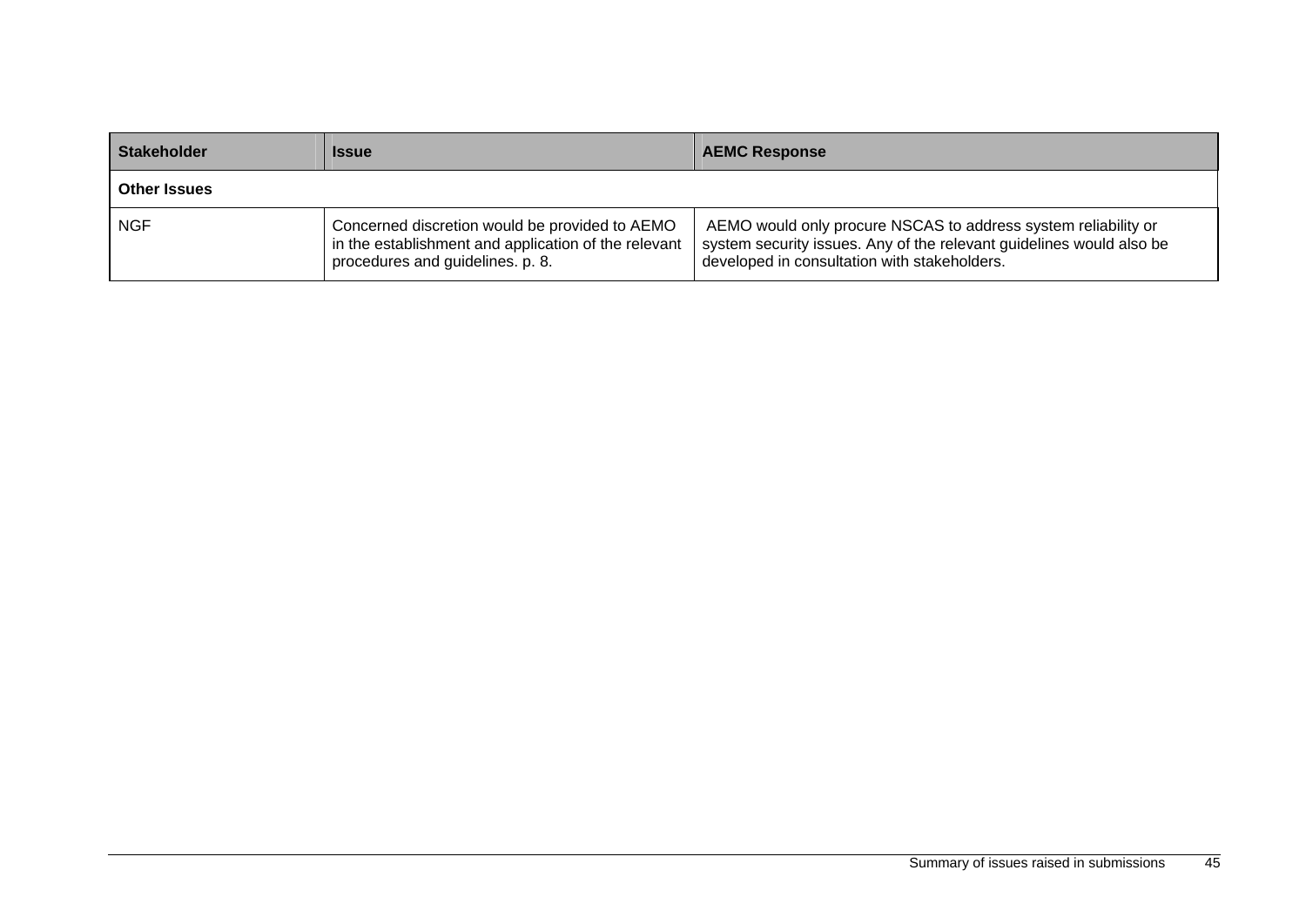| Stakeholder | Issue | AEMC Response |
|---|---|---|
| **Other Issues** | | |
| NGF | Concerned discretion would be provided to AEMO in the establishment and application of the relevant procedures and guidelines. p. 8. | AEMO would only procure NSCAS to address system reliability or system security issues. Any of the relevant guidelines would also be developed in consultation with stakeholders. |